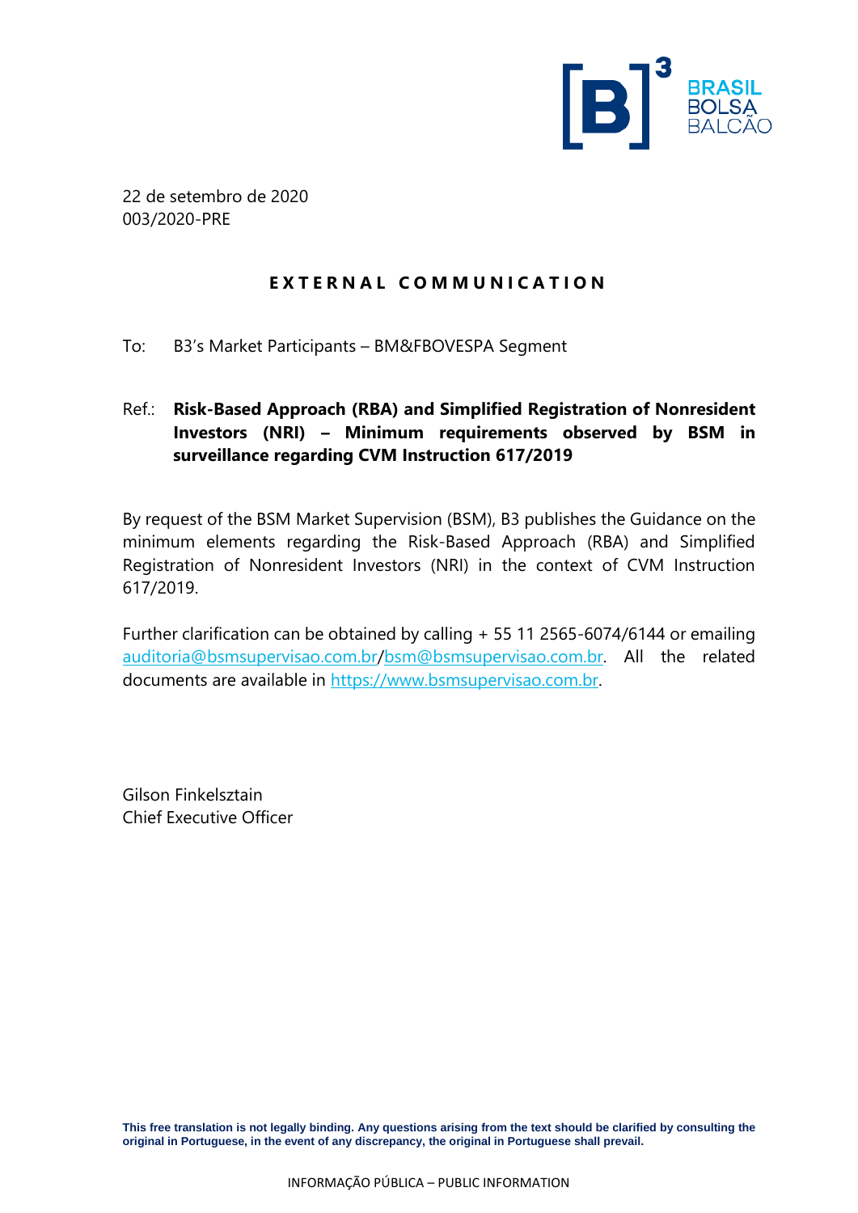22 de setembro de 2020
003/2020-PRE

# EXTERNAL COMMUNICATION

To: B3's Market Participants – BM&FBOVESPA Segment

Ref.: **Risk-Based Approach (RBA) and Simplified Registration of Nonresident Investors (NRI) – Minimum requirements observed by BSM in surveillance regarding CVM Instruction 617/2019**

By request of the BSM Market Supervision (BSM), B3 publishes the Guidance on the minimum elements regarding the Risk-Based Approach (RBA) and Simplified Registration of Nonresident Investors (NRI) in the context of CVM Instruction 617/2019.

Further clarification can be obtained by calling + 55 11 2565-6074/6144 or emailing auditoria@bsmsupervisao.com.br/bsm@bsmsupervisao.com.br. All the related documents are available in https://www.bsmsupervisao.com.br.

Gilson Finkelsztain
Chief Executive Officer

**This free translation is not legally binding. Any questions arising from the text should be clarified by consulting the original in Portuguese, in the event of any discrepancy, the original in Portuguese shall prevail.**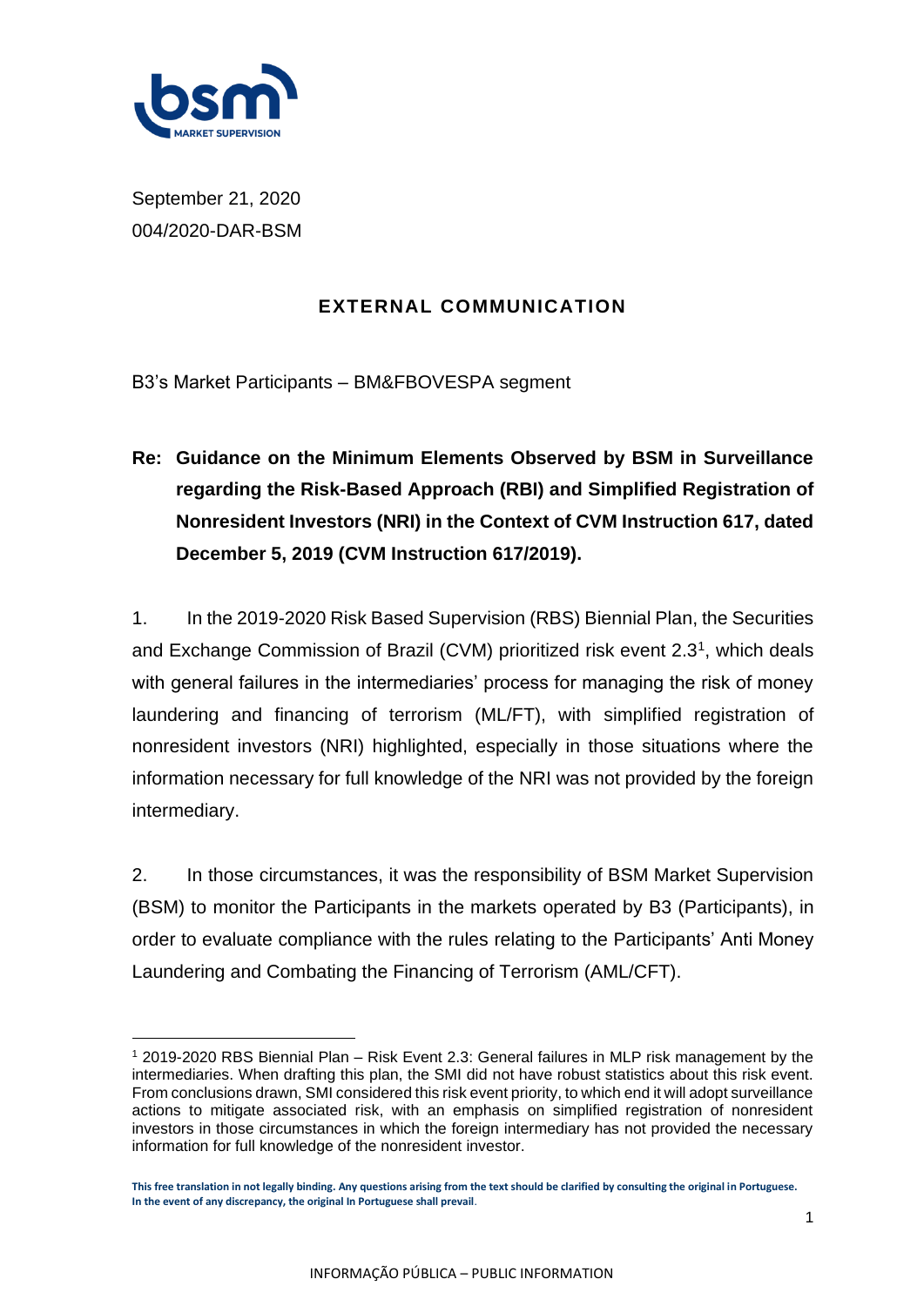September 21, 2020
004/2020-DAR-BSM

**EXTERNAL COMMUNICATION**

B3's Market Participants – BM&FBOVESPA segment

**Re: Guidance on the Minimum Elements Observed by BSM in Surveillance regarding the Risk-Based Approach (RBI) and Simplified Registration of Nonresident Investors (NRI) in the Context of CVM Instruction 617, dated December 5, 2019 (CVM Instruction 617/2019).**

1. In the 2019-2020 Risk Based Supervision (RBS) Biennial Plan, the Securities and Exchange Commission of Brazil (CVM) prioritized risk event 2.3[1], which deals with general failures in the intermediaries' process for managing the risk of money laundering and financing of terrorism (ML/FT), with simplified registration of nonresident investors (NRI) highlighted, especially in those situations where the information necessary for full knowledge of the NRI was not provided by the foreign intermediary.

2. In those circumstances, it was the responsibility of BSM Market Supervision (BSM) to monitor the Participants in the markets operated by B3 (Participants), in order to evaluate compliance with the rules relating to the Participants' Anti Money Laundering and Combating the Financing of Terrorism (AML/CFT).

[1] 2019-2020 RBS Biennial Plan – Risk Event 2.3: General failures in MLP risk management by the intermediaries. When drafting this plan, the SMI did not have robust statistics about this risk event. From conclusions drawn, SMI considered this risk event priority, to which end it will adopt surveillance actions to mitigate associated risk, with an emphasis on simplified registration of nonresident investors in those circumstances in which the foreign intermediary has not provided the necessary information for full knowledge of the nonresident investor.

**This free translation in not legally binding. Any questions arising from the text should be clarified by consulting the original in Portuguese. In the event of any discrepancy, the original In Portuguese shall prevail.**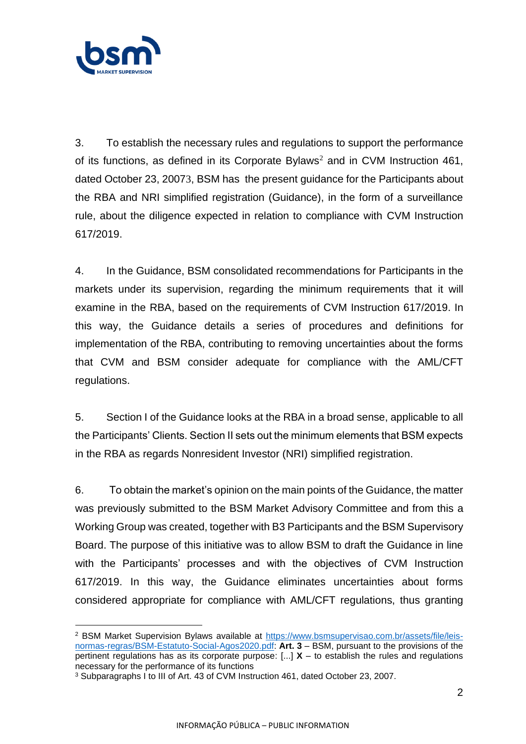3. To establish the necessary rules and regulations to support the performance of its functions, as defined in its Corporate Bylaws[2] and in CVM Instruction 461, dated October 23, 2007[3], BSM has the present guidance for the Participants about the RBA and NRI simplified registration (Guidance), in the form of a surveillance rule, about the diligence expected in relation to compliance with CVM Instruction 617/2019.

4. In the Guidance, BSM consolidated recommendations for Participants in the markets under its supervision, regarding the minimum requirements that it will examine in the RBA, based on the requirements of CVM Instruction 617/2019. In this way, the Guidance details a series of procedures and definitions for implementation of the RBA, contributing to removing uncertainties about the forms that CVM and BSM consider adequate for compliance with the AML/CFT regulations.

5. Section I of the Guidance looks at the RBA in a broad sense, applicable to all the Participants' Clients. Section II sets out the minimum elements that BSM expects in the RBA as regards Nonresident Investor (NRI) simplified registration.

6. To obtain the market's opinion on the main points of the Guidance, the matter was previously submitted to the BSM Market Advisory Committee and from this a Working Group was created, together with B3 Participants and the BSM Supervisory Board. The purpose of this initiative was to allow BSM to draft the Guidance in line with the Participants' processes and with the objectives of CVM Instruction 617/2019. In this way, the Guidance eliminates uncertainties about forms considered appropriate for compliance with AML/CFT regulations, thus granting

---

[2] BSM Market Supervision Bylaws available at https://www.bsmsupervisao.com.br/assets/file/leis-normas-regras/BSM-Estatuto-Social-Agos2020.pdf: **Art. 3** – BSM, pursuant to the provisions of the pertinent regulations has as its corporate purpose: [...] **X** – to establish the rules and regulations necessary for the performance of its functions

[3] Subparagraphs I to III of Art. 43 of CVM Instruction 461, dated October 23, 2007.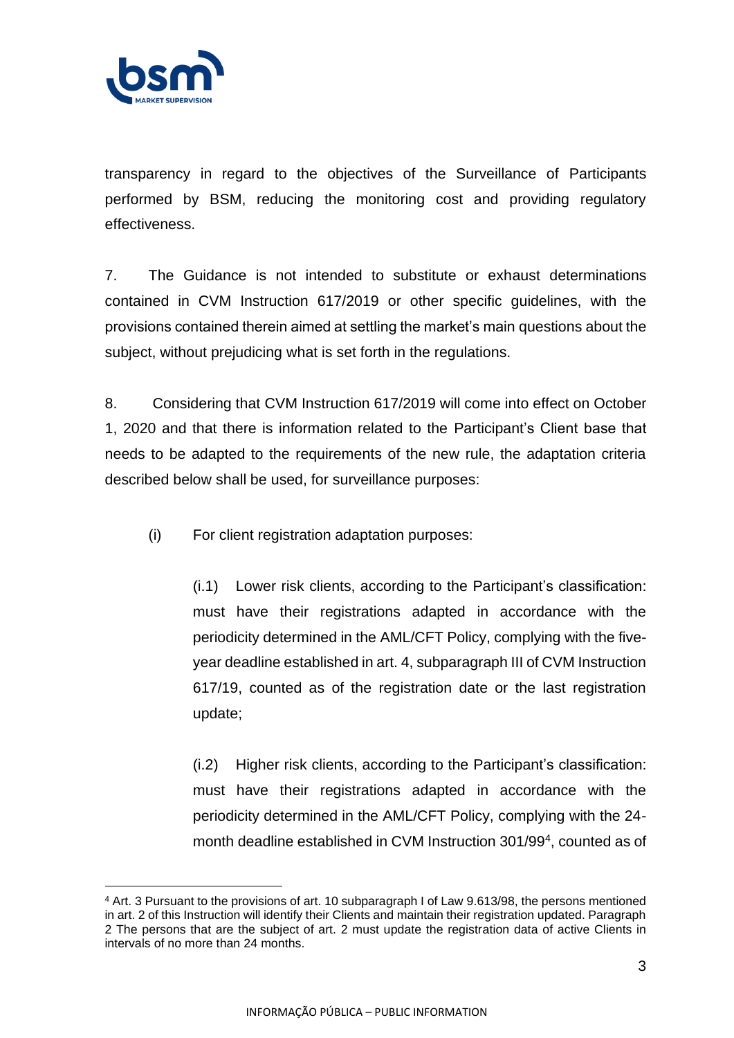transparency in regard to the objectives of the Surveillance of Participants performed by BSM, reducing the monitoring cost and providing regulatory effectiveness.

7. The Guidance is not intended to substitute or exhaust determinations contained in CVM Instruction 617/2019 or other specific guidelines, with the provisions contained therein aimed at settling the market's main questions about the subject, without prejudicing what is set forth in the regulations.

8. Considering that CVM Instruction 617/2019 will come into effect on October 1, 2020 and that there is information related to the Participant's Client base that needs to be adapted to the requirements of the new rule, the adaptation criteria described below shall be used, for surveillance purposes:

(i) For client registration adaptation purposes:

(i.1) Lower risk clients, according to the Participant's classification: must have their registrations adapted in accordance with the periodicity determined in the AML/CFT Policy, complying with the five-year deadline established in art. 4, subparagraph III of CVM Instruction 617/19, counted as of the registration date or the last registration update;

(i.2) Higher risk clients, according to the Participant's classification: must have their registrations adapted in accordance with the periodicity determined in the AML/CFT Policy, complying with the 24-month deadline established in CVM Instruction 301/99[4], counted as of

[4] Art. 3 Pursuant to the provisions of art. 10 subparagraph I of Law 9.613/98, the persons mentioned in art. 2 of this Instruction will identify their Clients and maintain their registration updated. Paragraph 2 The persons that are the subject of art. 2 must update the registration data of active Clients in intervals of no more than 24 months.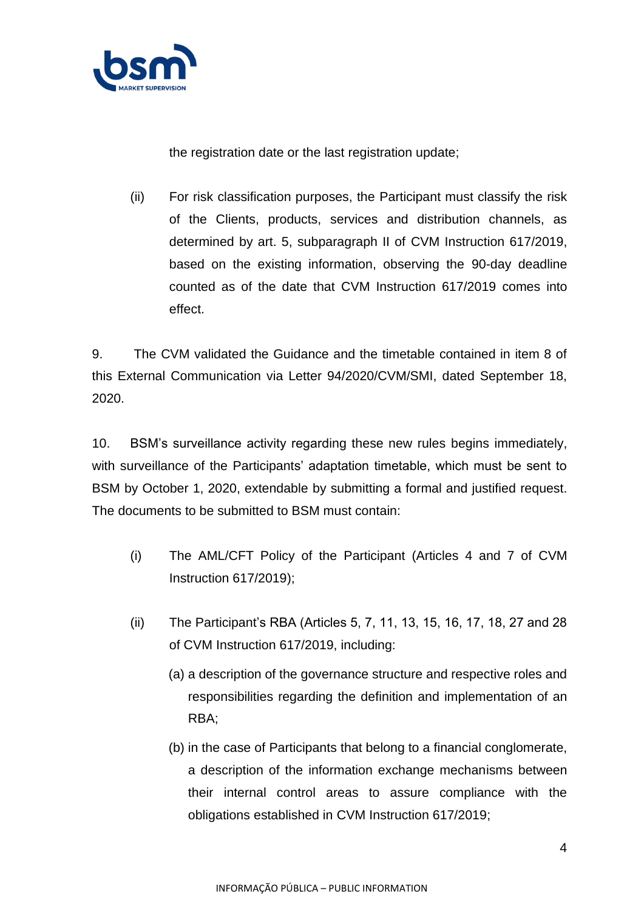the registration date or the last registration update;

(ii) For risk classification purposes, the Participant must classify the risk of the Clients, products, services and distribution channels, as determined by art. 5, subparagraph II of CVM Instruction 617/2019, based on the existing information, observing the 90-day deadline counted as of the date that CVM Instruction 617/2019 comes into effect.

9. The CVM validated the Guidance and the timetable contained in item 8 of this External Communication via Letter 94/2020/CVM/SMI, dated September 18, 2020.

10. BSM's surveillance activity regarding these new rules begins immediately, with surveillance of the Participants' adaptation timetable, which must be sent to BSM by October 1, 2020, extendable by submitting a formal and justified request. The documents to be submitted to BSM must contain:

(i) The AML/CFT Policy of the Participant (Articles 4 and 7 of CVM Instruction 617/2019);

(ii) The Participant's RBA (Articles 5, 7, 11, 13, 15, 16, 17, 18, 27 and 28 of CVM Instruction 617/2019, including:

(a) a description of the governance structure and respective roles and responsibilities regarding the definition and implementation of an RBA;

(b) in the case of Participants that belong to a financial conglomerate, a description of the information exchange mechanisms between their internal control areas to assure compliance with the obligations established in CVM Instruction 617/2019;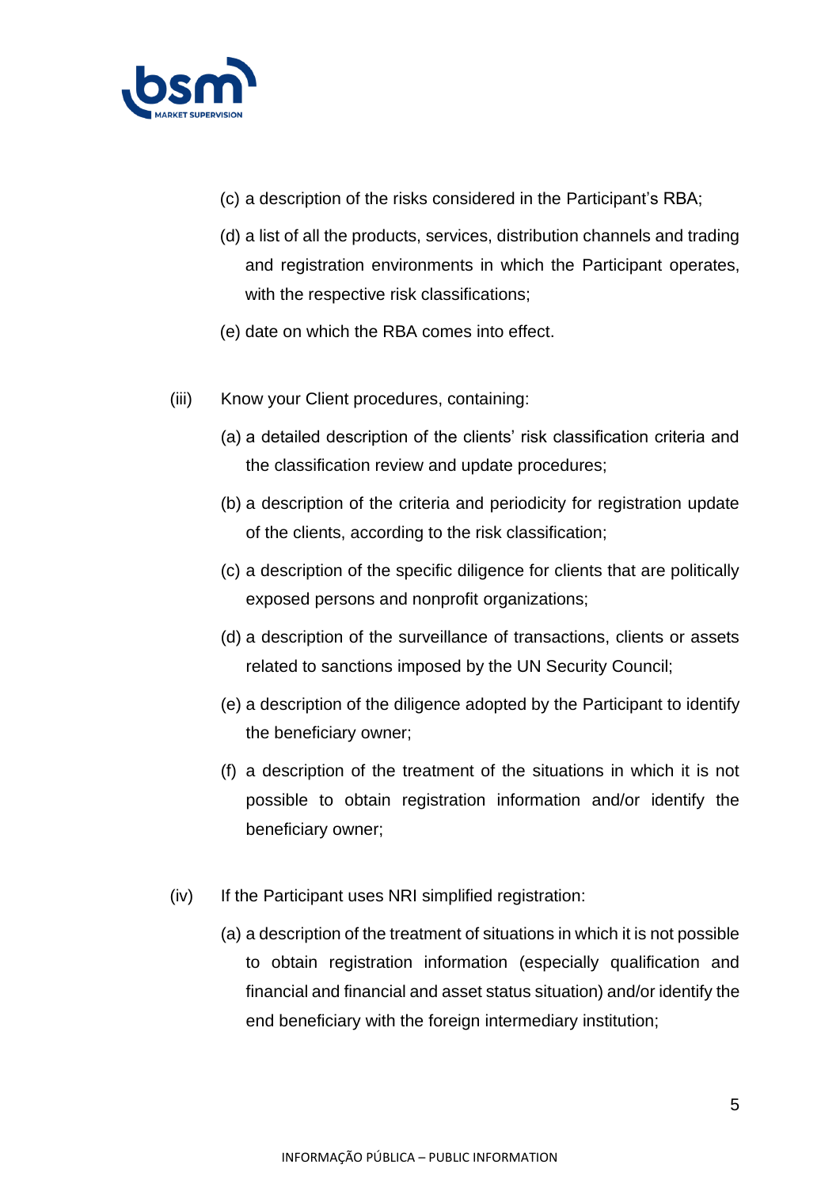(c) a description of the risks considered in the Participant's RBA;

(d) a list of all the products, services, distribution channels and trading and registration environments in which the Participant operates, with the respective risk classifications;

(e) date on which the RBA comes into effect.

(iii) Know your Client procedures, containing:

(a) a detailed description of the clients' risk classification criteria and the classification review and update procedures;

(b) a description of the criteria and periodicity for registration update of the clients, according to the risk classification;

(c) a description of the specific diligence for clients that are politically exposed persons and nonprofit organizations;

(d) a description of the surveillance of transactions, clients or assets related to sanctions imposed by the UN Security Council;

(e) a description of the diligence adopted by the Participant to identify the beneficiary owner;

(f) a description of the treatment of the situations in which it is not possible to obtain registration information and/or identify the beneficiary owner;

(iv) If the Participant uses NRI simplified registration:

(a) a description of the treatment of situations in which it is not possible to obtain registration information (especially qualification and financial and financial and asset status situation) and/or identify the end beneficiary with the foreign intermediary institution;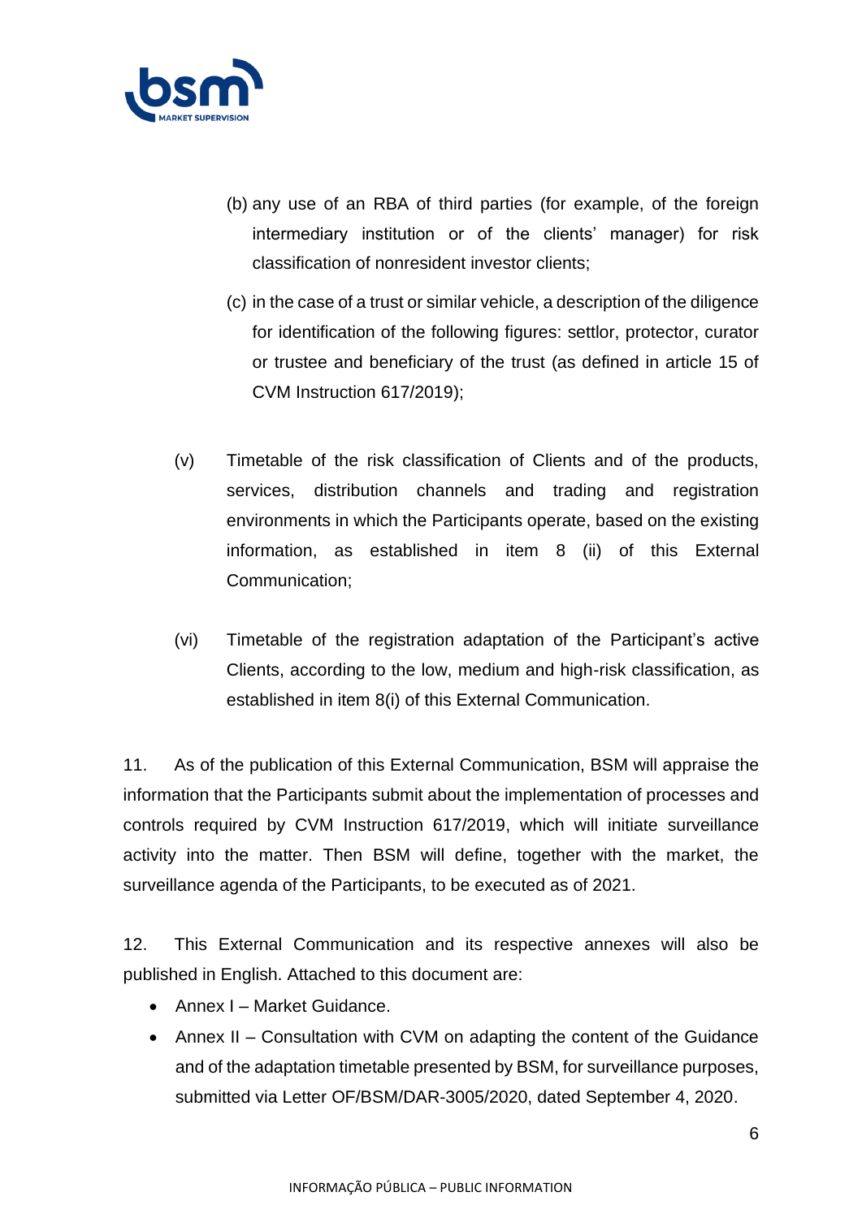(b) any use of an RBA of third parties (for example, of the foreign intermediary institution or of the clients' manager) for risk classification of nonresident investor clients;

(c) in the case of a trust or similar vehicle, a description of the diligence for identification of the following figures: settlor, protector, curator or trustee and beneficiary of the trust (as defined in article 15 of CVM Instruction 617/2019);

(v) Timetable of the risk classification of Clients and of the products, services, distribution channels and trading and registration environments in which the Participants operate, based on the existing information, as established in item 8 (ii) of this External Communication;

(vi) Timetable of the registration adaptation of the Participant's active Clients, according to the low, medium and high-risk classification, as established in item 8(i) of this External Communication.

11. As of the publication of this External Communication, BSM will appraise the information that the Participants submit about the implementation of processes and controls required by CVM Instruction 617/2019, which will initiate surveillance activity into the matter. Then BSM will define, together with the market, the surveillance agenda of the Participants, to be executed as of 2021.

12. This External Communication and its respective annexes will also be published in English. Attached to this document are:

- Annex I – Market Guidance.
- Annex II – Consultation with CVM on adapting the content of the Guidance and of the adaptation timetable presented by BSM, for surveillance purposes, submitted via Letter OF/BSM/DAR-3005/2020, dated September 4, 2020.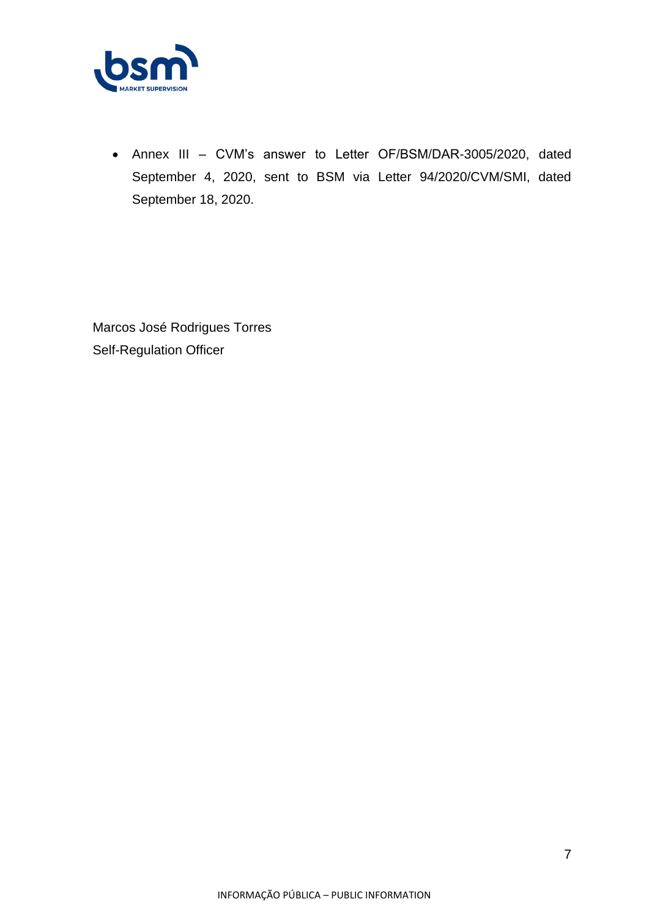- Annex III – CVM's answer to Letter OF/BSM/DAR-3005/2020, dated September 4, 2020, sent to BSM via Letter 94/2020/CVM/SMI, dated September 18, 2020.

Marcos José Rodrigues Torres
Self-Regulation Officer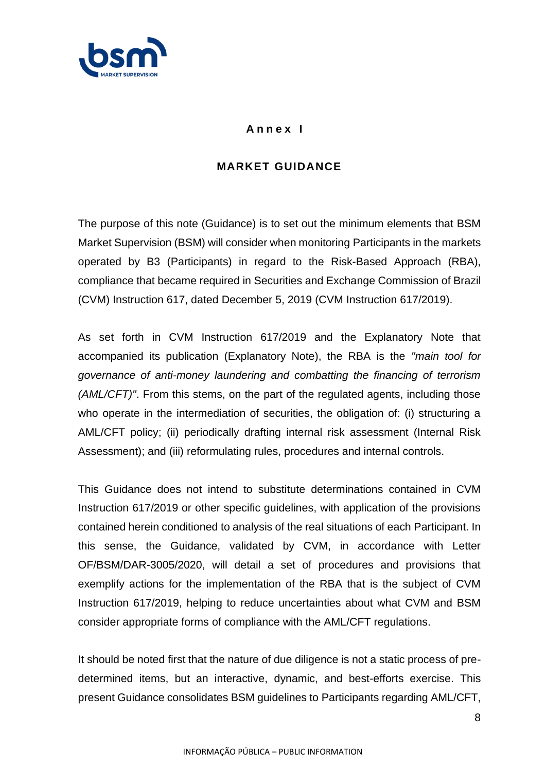# Annex I

## MARKET GUIDANCE

The purpose of this note (Guidance) is to set out the minimum elements that BSM Market Supervision (BSM) will consider when monitoring Participants in the markets operated by B3 (Participants) in regard to the Risk-Based Approach (RBA), compliance that became required in Securities and Exchange Commission of Brazil (CVM) Instruction 617, dated December 5, 2019 (CVM Instruction 617/2019).

As set forth in CVM Instruction 617/2019 and the Explanatory Note that accompanied its publication (Explanatory Note), the RBA is the *"main tool for governance of anti-money laundering and combatting the financing of terrorism (AML/CFT)"*. From this stems, on the part of the regulated agents, including those who operate in the intermediation of securities, the obligation of: (i) structuring a AML/CFT policy; (ii) periodically drafting internal risk assessment (Internal Risk Assessment); and (iii) reformulating rules, procedures and internal controls.

This Guidance does not intend to substitute determinations contained in CVM Instruction 617/2019 or other specific guidelines, with application of the provisions contained herein conditioned to analysis of the real situations of each Participant. In this sense, the Guidance, validated by CVM, in accordance with Letter OF/BSM/DAR-3005/2020, will detail a set of procedures and provisions that exemplify actions for the implementation of the RBA that is the subject of CVM Instruction 617/2019, helping to reduce uncertainties about what CVM and BSM consider appropriate forms of compliance with the AML/CFT regulations.

It should be noted first that the nature of due diligence is not a static process of pre-determined items, but an interactive, dynamic, and best-efforts exercise. This present Guidance consolidates BSM guidelines to Participants regarding AML/CFT,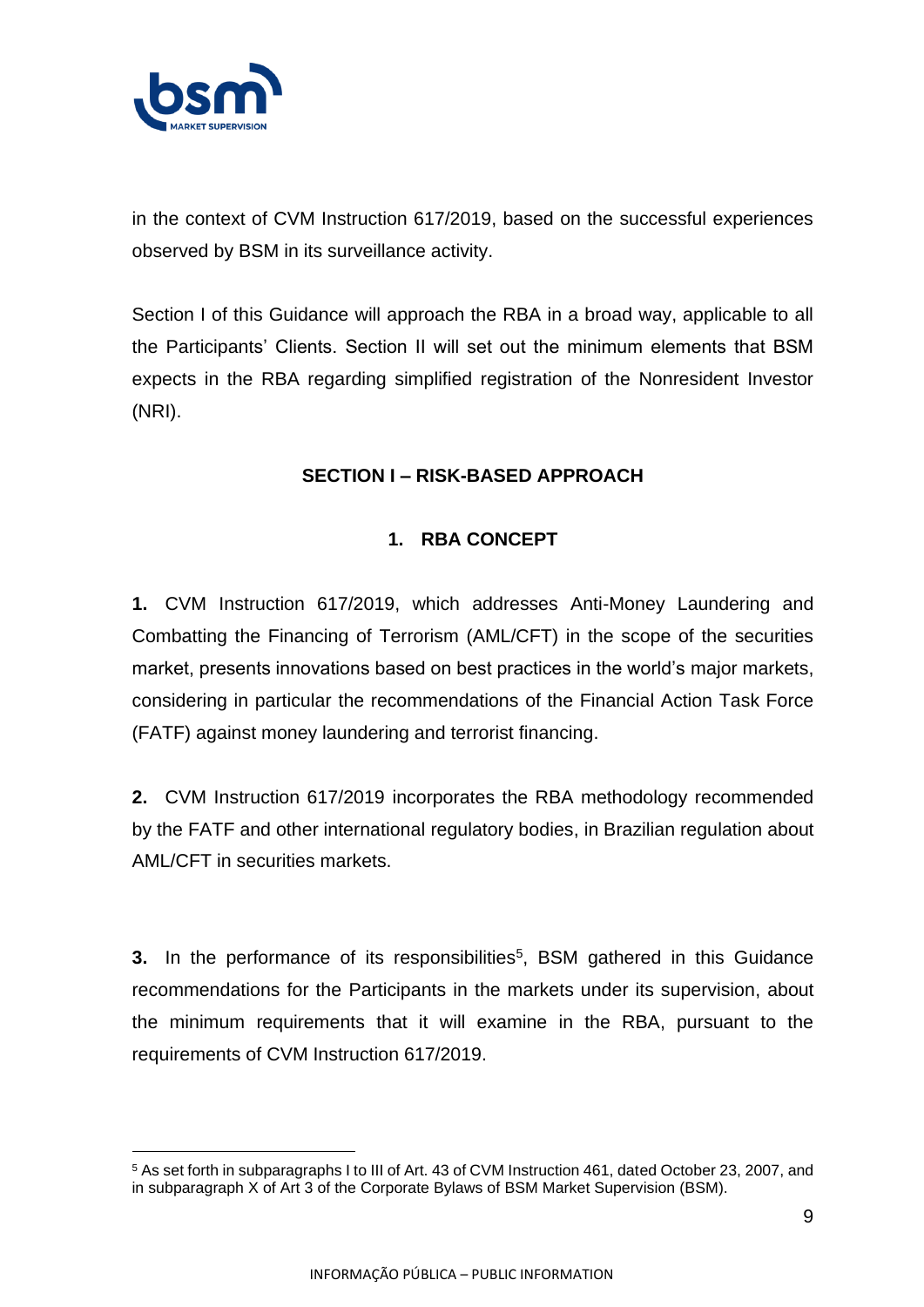in the context of CVM Instruction 617/2019, based on the successful experiences observed by BSM in its surveillance activity.

Section I of this Guidance will approach the RBA in a broad way, applicable to all the Participants' Clients. Section II will set out the minimum elements that BSM expects in the RBA regarding simplified registration of the Nonresident Investor (NRI).

## SECTION I – RISK-BASED APPROACH

### 1. RBA CONCEPT

**1.** CVM Instruction 617/2019, which addresses Anti-Money Laundering and Combatting the Financing of Terrorism (AML/CFT) in the scope of the securities market, presents innovations based on best practices in the world's major markets, considering in particular the recommendations of the Financial Action Task Force (FATF) against money laundering and terrorist financing.

**2.** CVM Instruction 617/2019 incorporates the RBA methodology recommended by the FATF and other international regulatory bodies, in Brazilian regulation about AML/CFT in securities markets.

**3.** In the performance of its responsibilities[5], BSM gathered in this Guidance recommendations for the Participants in the markets under its supervision, about the minimum requirements that it will examine in the RBA, pursuant to the requirements of CVM Instruction 617/2019.

---

[5] As set forth in subparagraphs I to III of Art. 43 of CVM Instruction 461, dated October 23, 2007, and in subparagraph X of Art 3 of the Corporate Bylaws of BSM Market Supervision (BSM).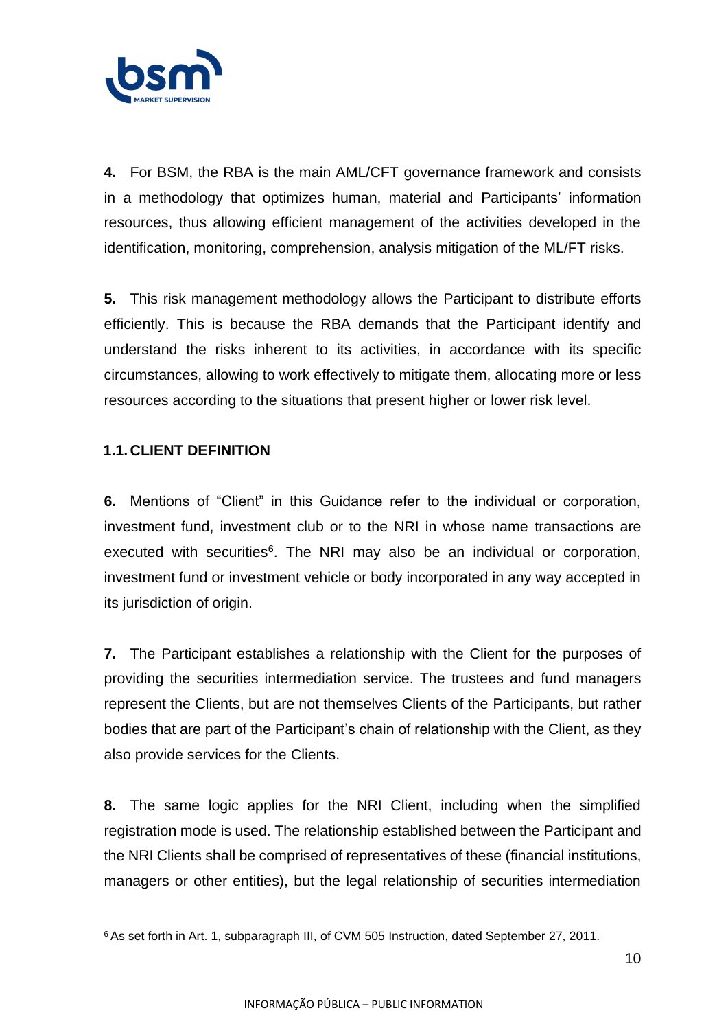**4.** For BSM, the RBA is the main AML/CFT governance framework and consists in a methodology that optimizes human, material and Participants' information resources, thus allowing efficient management of the activities developed in the identification, monitoring, comprehension, analysis mitigation of the ML/FT risks.

**5.** This risk management methodology allows the Participant to distribute efforts efficiently. This is because the RBA demands that the Participant identify and understand the risks inherent to its activities, in accordance with its specific circumstances, allowing to work effectively to mitigate them, allocating more or less resources according to the situations that present higher or lower risk level.

### 1.1. CLIENT DEFINITION

**6.** Mentions of "Client" in this Guidance refer to the individual or corporation, investment fund, investment club or to the NRI in whose name transactions are executed with securities[6]. The NRI may also be an individual or corporation, investment fund or investment vehicle or body incorporated in any way accepted in its jurisdiction of origin.

**7.** The Participant establishes a relationship with the Client for the purposes of providing the securities intermediation service. The trustees and fund managers represent the Clients, but are not themselves Clients of the Participants, but rather bodies that are part of the Participant's chain of relationship with the Client, as they also provide services for the Clients.

**8.** The same logic applies for the NRI Client, including when the simplified registration mode is used. The relationship established between the Participant and the NRI Clients shall be comprised of representatives of these (financial institutions, managers or other entities), but the legal relationship of securities intermediation

[6] As set forth in Art. 1, subparagraph III, of CVM 505 Instruction, dated September 27, 2011.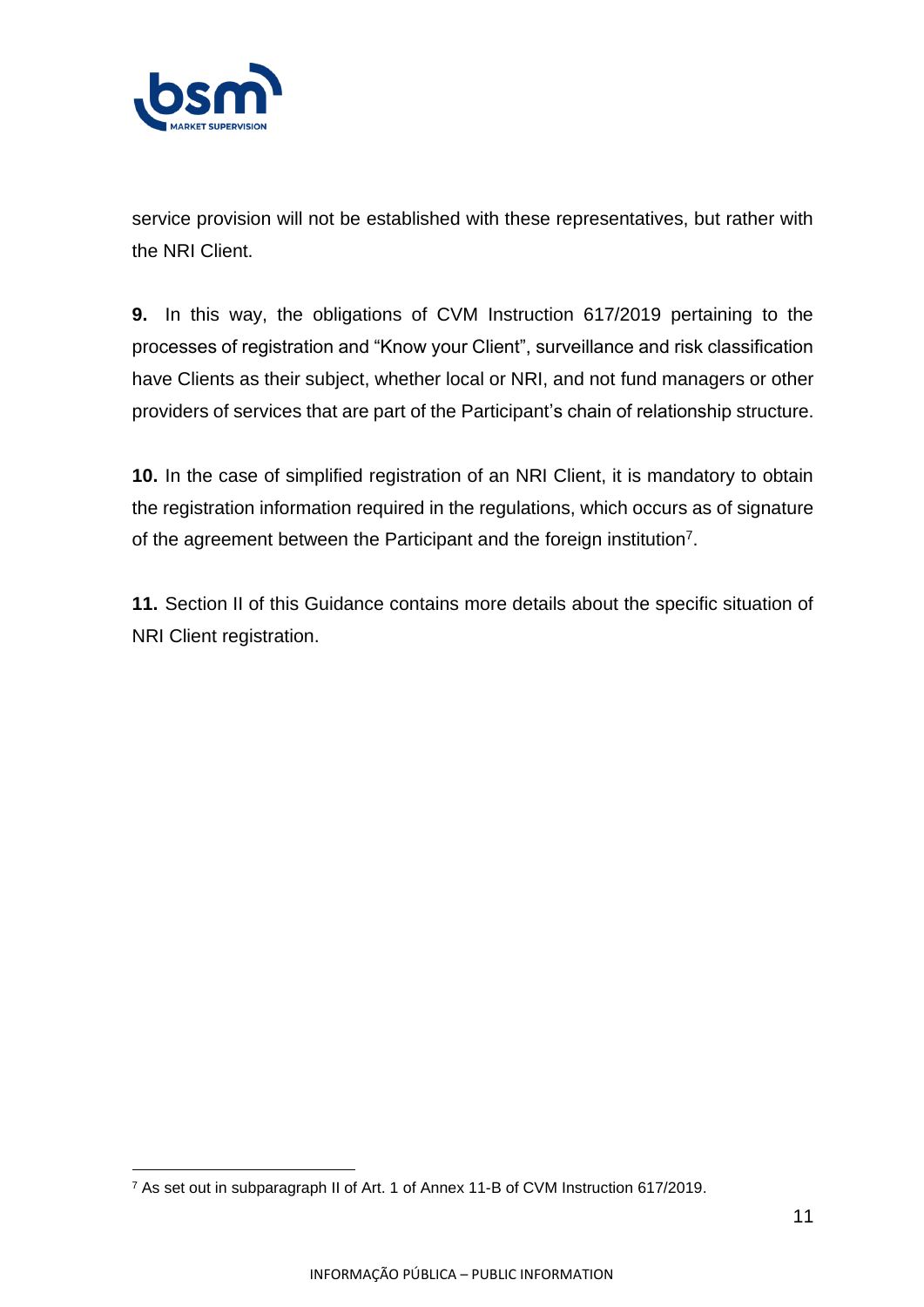service provision will not be established with these representatives, but rather with the NRI Client.

**9.** In this way, the obligations of CVM Instruction 617/2019 pertaining to the processes of registration and “Know your Client”, surveillance and risk classification have Clients as their subject, whether local or NRI, and not fund managers or other providers of services that are part of the Participant’s chain of relationship structure.

**10.** In the case of simplified registration of an NRI Client, it is mandatory to obtain the registration information required in the regulations, which occurs as of signature of the agreement between the Participant and the foreign institution[7].

**11.** Section II of this Guidance contains more details about the specific situation of NRI Client registration.

[7] As set out in subparagraph II of Art. 1 of Annex 11-B of CVM Instruction 617/2019.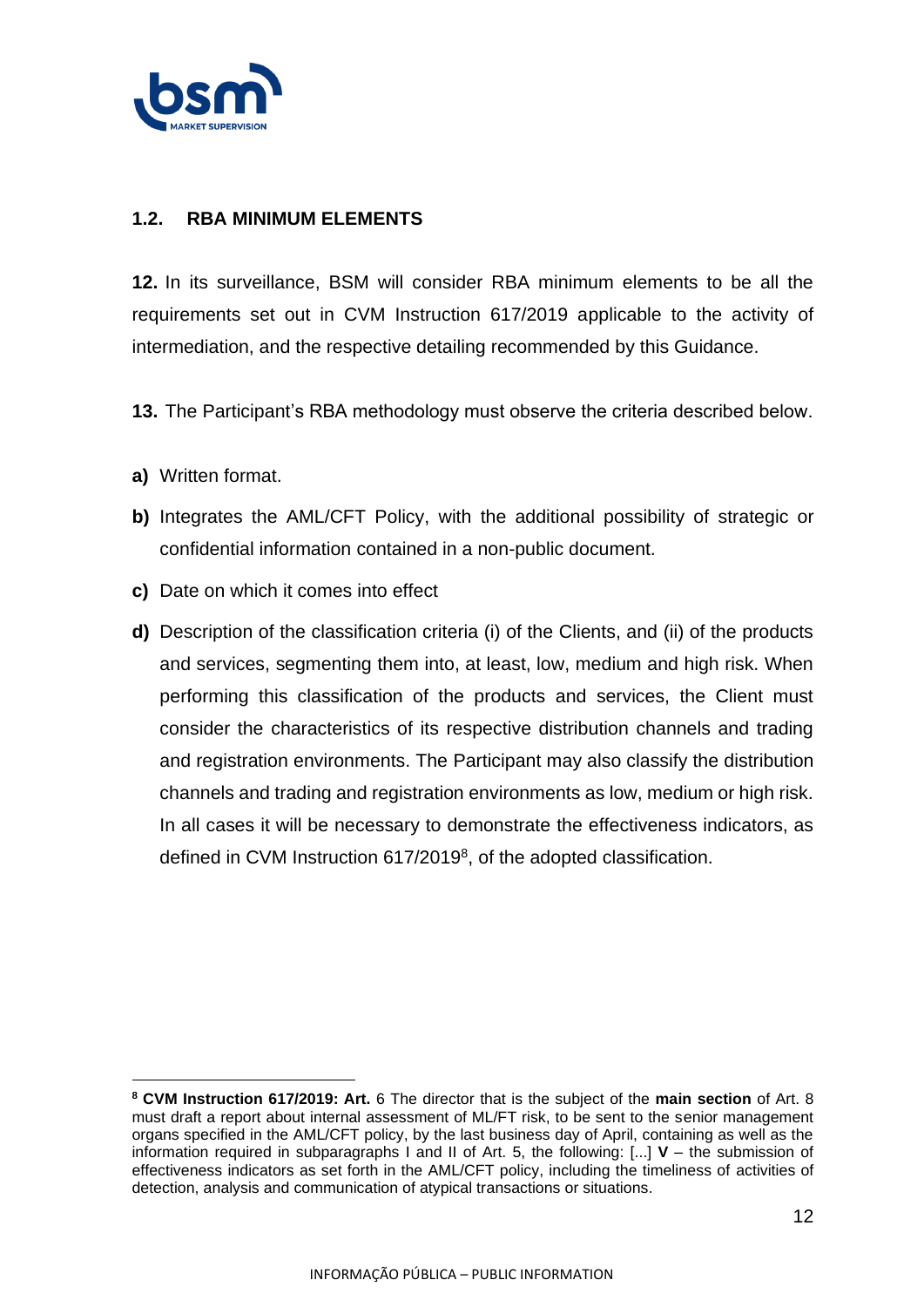## 1.2. RBA MINIMUM ELEMENTS

**12.** In its surveillance, BSM will consider RBA minimum elements to be all the requirements set out in CVM Instruction 617/2019 applicable to the activity of intermediation, and the respective detailing recommended by this Guidance.

**13.** The Participant's RBA methodology must observe the criteria described below.

**a)** Written format.

**b)** Integrates the AML/CFT Policy, with the additional possibility of strategic or confidential information contained in a non-public document.

**c)** Date on which it comes into effect

**d)** Description of the classification criteria (i) of the Clients, and (ii) of the products and services, segmenting them into, at least, low, medium and high risk. When performing this classification of the products and services, the Client must consider the characteristics of its respective distribution channels and trading and registration environments. The Participant may also classify the distribution channels and trading and registration environments as low, medium or high risk. In all cases it will be necessary to demonstrate the effectiveness indicators, as defined in CVM Instruction 617/2019[8], of the adopted classification.

---

[8] **CVM Instruction 617/2019: Art.** 6 The director that is the subject of the **main section** of Art. 8 must draft a report about internal assessment of ML/FT risk, to be sent to the senior management organs specified in the AML/CFT policy, by the last business day of April, containing as well as the information required in subparagraphs I and II of Art. 5, the following: [...] **V** – the submission of effectiveness indicators as set forth in the AML/CFT policy, including the timeliness of activities of detection, analysis and communication of atypical transactions or situations.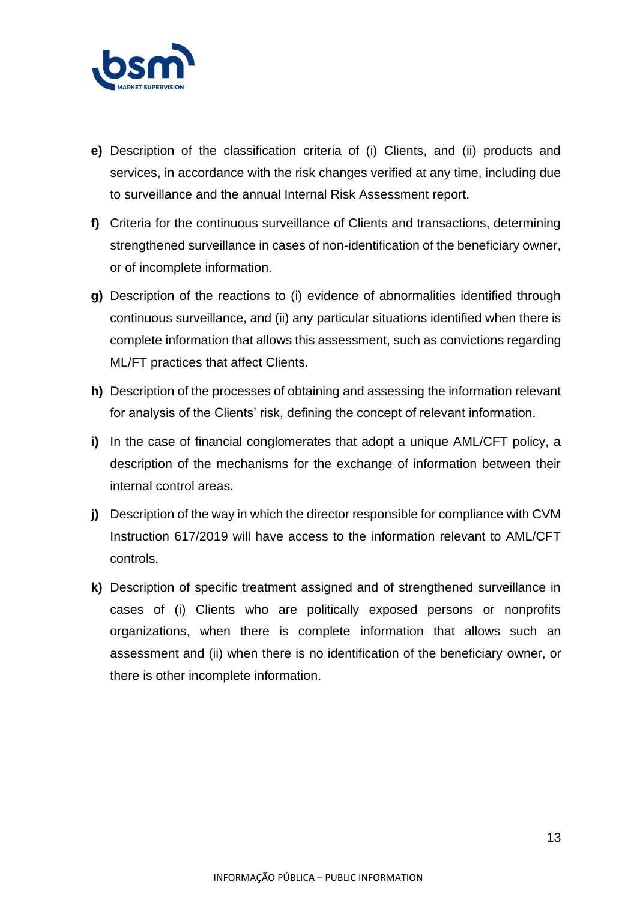- **e)** Description of the classification criteria of (i) Clients, and (ii) products and services, in accordance with the risk changes verified at any time, including due to surveillance and the annual Internal Risk Assessment report.
- **f)** Criteria for the continuous surveillance of Clients and transactions, determining strengthened surveillance in cases of non-identification of the beneficiary owner, or of incomplete information.
- **g)** Description of the reactions to (i) evidence of abnormalities identified through continuous surveillance, and (ii) any particular situations identified when there is complete information that allows this assessment, such as convictions regarding ML/FT practices that affect Clients.
- **h)** Description of the processes of obtaining and assessing the information relevant for analysis of the Clients' risk, defining the concept of relevant information.
- **i)** In the case of financial conglomerates that adopt a unique AML/CFT policy, a description of the mechanisms for the exchange of information between their internal control areas.
- **j)** Description of the way in which the director responsible for compliance with CVM Instruction 617/2019 will have access to the information relevant to AML/CFT controls.
- **k)** Description of specific treatment assigned and of strengthened surveillance in cases of (i) Clients who are politically exposed persons or nonprofits organizations, when there is complete information that allows such an assessment and (ii) when there is no identification of the beneficiary owner, or there is other incomplete information.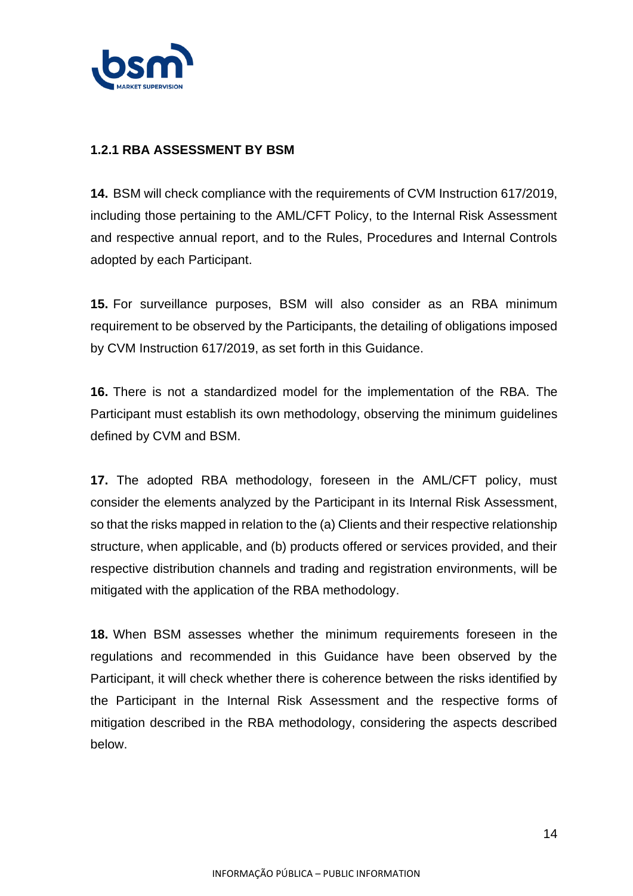### 1.2.1 RBA ASSESSMENT BY BSM

**14.** BSM will check compliance with the requirements of CVM Instruction 617/2019, including those pertaining to the AML/CFT Policy, to the Internal Risk Assessment and respective annual report, and to the Rules, Procedures and Internal Controls adopted by each Participant.

**15.** For surveillance purposes, BSM will also consider as an RBA minimum requirement to be observed by the Participants, the detailing of obligations imposed by CVM Instruction 617/2019, as set forth in this Guidance.

**16.** There is not a standardized model for the implementation of the RBA. The Participant must establish its own methodology, observing the minimum guidelines defined by CVM and BSM.

**17.** The adopted RBA methodology, foreseen in the AML/CFT policy, must consider the elements analyzed by the Participant in its Internal Risk Assessment, so that the risks mapped in relation to the (a) Clients and their respective relationship structure, when applicable, and (b) products offered or services provided, and their respective distribution channels and trading and registration environments, will be mitigated with the application of the RBA methodology.

**18.** When BSM assesses whether the minimum requirements foreseen in the regulations and recommended in this Guidance have been observed by the Participant, it will check whether there is coherence between the risks identified by the Participant in the Internal Risk Assessment and the respective forms of mitigation described in the RBA methodology, considering the aspects described below.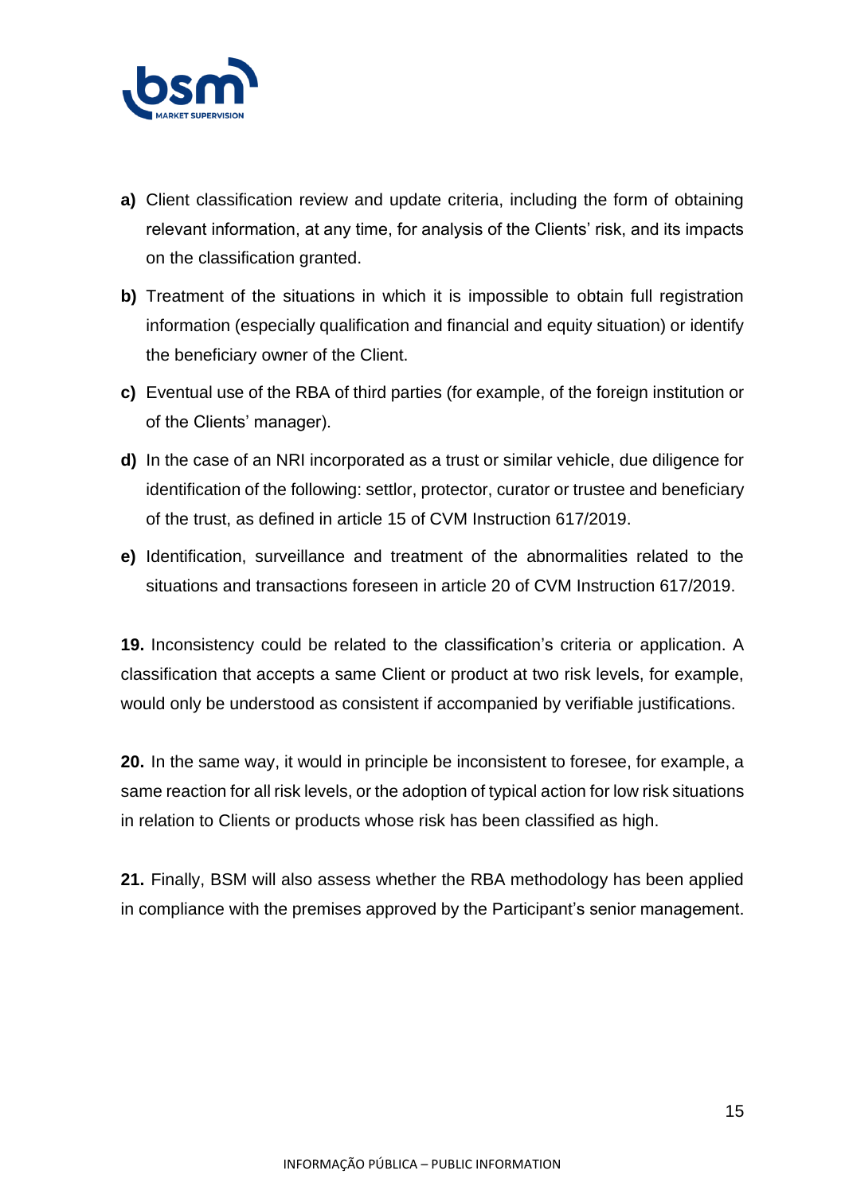**a)** Client classification review and update criteria, including the form of obtaining relevant information, at any time, for analysis of the Clients' risk, and its impacts on the classification granted.

**b)** Treatment of the situations in which it is impossible to obtain full registration information (especially qualification and financial and equity situation) or identify the beneficiary owner of the Client.

**c)** Eventual use of the RBA of third parties (for example, of the foreign institution or of the Clients' manager).

**d)** In the case of an NRI incorporated as a trust or similar vehicle, due diligence for identification of the following: settlor, protector, curator or trustee and beneficiary of the trust, as defined in article 15 of CVM Instruction 617/2019.

**e)** Identification, surveillance and treatment of the abnormalities related to the situations and transactions foreseen in article 20 of CVM Instruction 617/2019.

**19.** Inconsistency could be related to the classification's criteria or application. A classification that accepts a same Client or product at two risk levels, for example, would only be understood as consistent if accompanied by verifiable justifications.

**20.** In the same way, it would in principle be inconsistent to foresee, for example, a same reaction for all risk levels, or the adoption of typical action for low risk situations in relation to Clients or products whose risk has been classified as high.

**21.** Finally, BSM will also assess whether the RBA methodology has been applied in compliance with the premises approved by the Participant's senior management.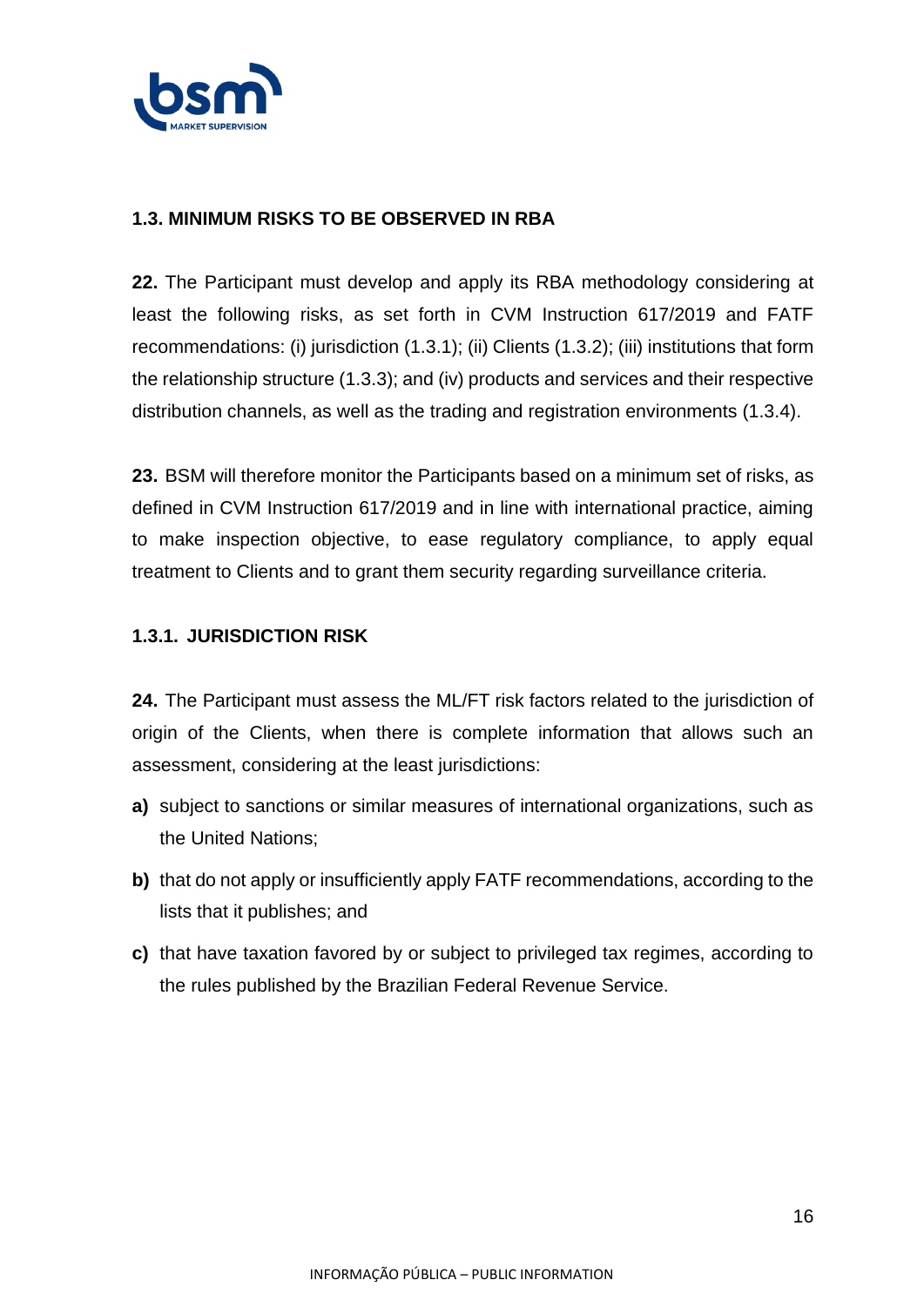### 1.3. MINIMUM RISKS TO BE OBSERVED IN RBA

**22.** The Participant must develop and apply its RBA methodology considering at least the following risks, as set forth in CVM Instruction 617/2019 and FATF recommendations: (i) jurisdiction (1.3.1); (ii) Clients (1.3.2); (iii) institutions that form the relationship structure (1.3.3); and (iv) products and services and their respective distribution channels, as well as the trading and registration environments (1.3.4).

**23.** BSM will therefore monitor the Participants based on a minimum set of risks, as defined in CVM Instruction 617/2019 and in line with international practice, aiming to make inspection objective, to ease regulatory compliance, to apply equal treatment to Clients and to grant them security regarding surveillance criteria.

#### 1.3.1. JURISDICTION RISK

**24.** The Participant must assess the ML/FT risk factors related to the jurisdiction of origin of the Clients, when there is complete information that allows such an assessment, considering at the least jurisdictions:

- **a)** subject to sanctions or similar measures of international organizations, such as the United Nations;
- **b)** that do not apply or insufficiently apply FATF recommendations, according to the lists that it publishes; and
- **c)** that have taxation favored by or subject to privileged tax regimes, according to the rules published by the Brazilian Federal Revenue Service.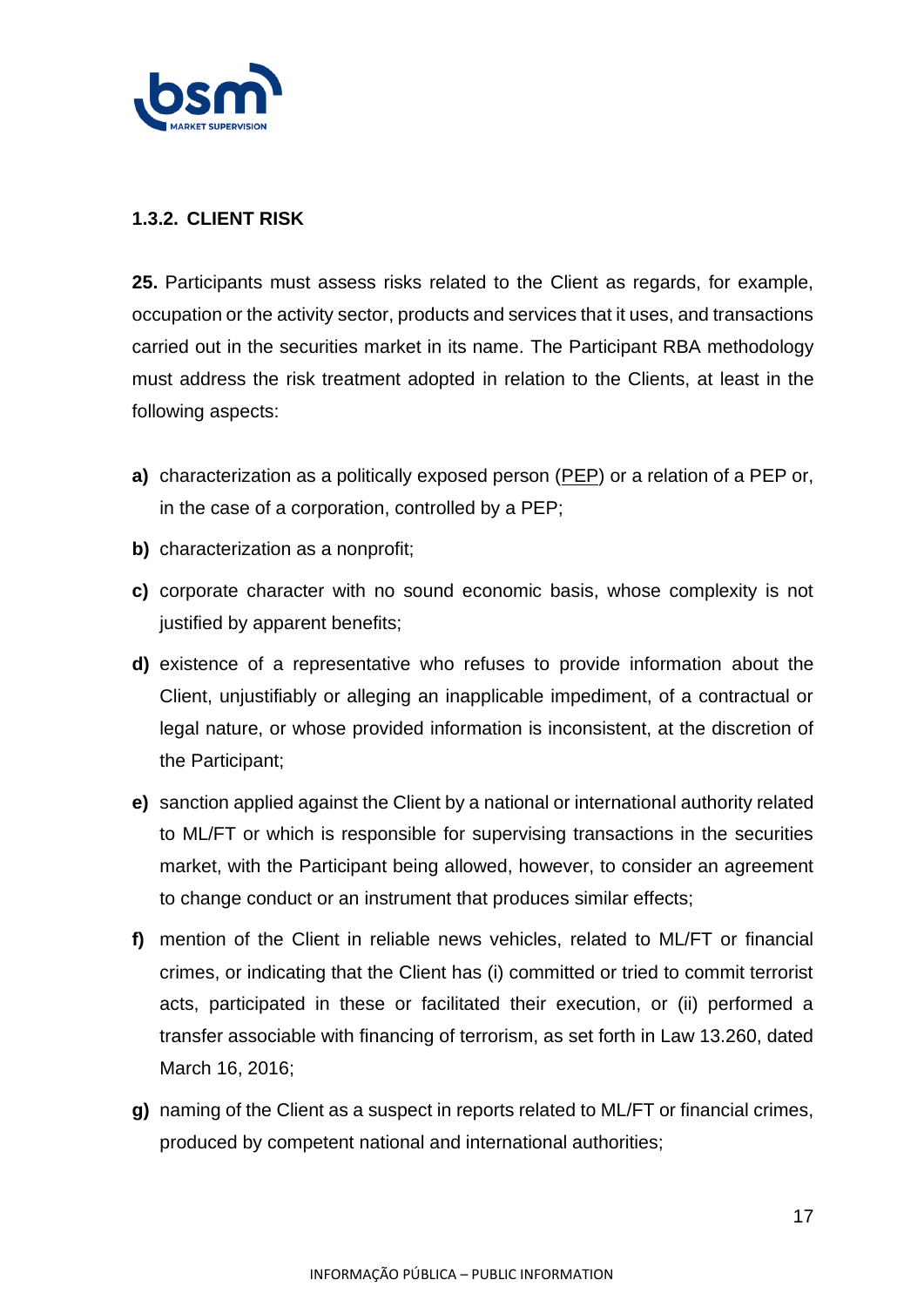### 1.3.2. CLIENT RISK

**25.** Participants must assess risks related to the Client as regards, for example, occupation or the activity sector, products and services that it uses, and transactions carried out in the securities market in its name. The Participant RBA methodology must address the risk treatment adopted in relation to the Clients, at least in the following aspects:

**a)** characterization as a politically exposed person (PEP) or a relation of a PEP or, in the case of a corporation, controlled by a PEP;

**b)** characterization as a nonprofit;

**c)** corporate character with no sound economic basis, whose complexity is not justified by apparent benefits;

**d)** existence of a representative who refuses to provide information about the Client, unjustifiably or alleging an inapplicable impediment, of a contractual or legal nature, or whose provided information is inconsistent, at the discretion of the Participant;

**e)** sanction applied against the Client by a national or international authority related to ML/FT or which is responsible for supervising transactions in the securities market, with the Participant being allowed, however, to consider an agreement to change conduct or an instrument that produces similar effects;

**f)** mention of the Client in reliable news vehicles, related to ML/FT or financial crimes, or indicating that the Client has (i) committed or tried to commit terrorist acts, participated in these or facilitated their execution, or (ii) performed a transfer associable with financing of terrorism, as set forth in Law 13.260, dated March 16, 2016;

**g)** naming of the Client as a suspect in reports related to ML/FT or financial crimes, produced by competent national and international authorities;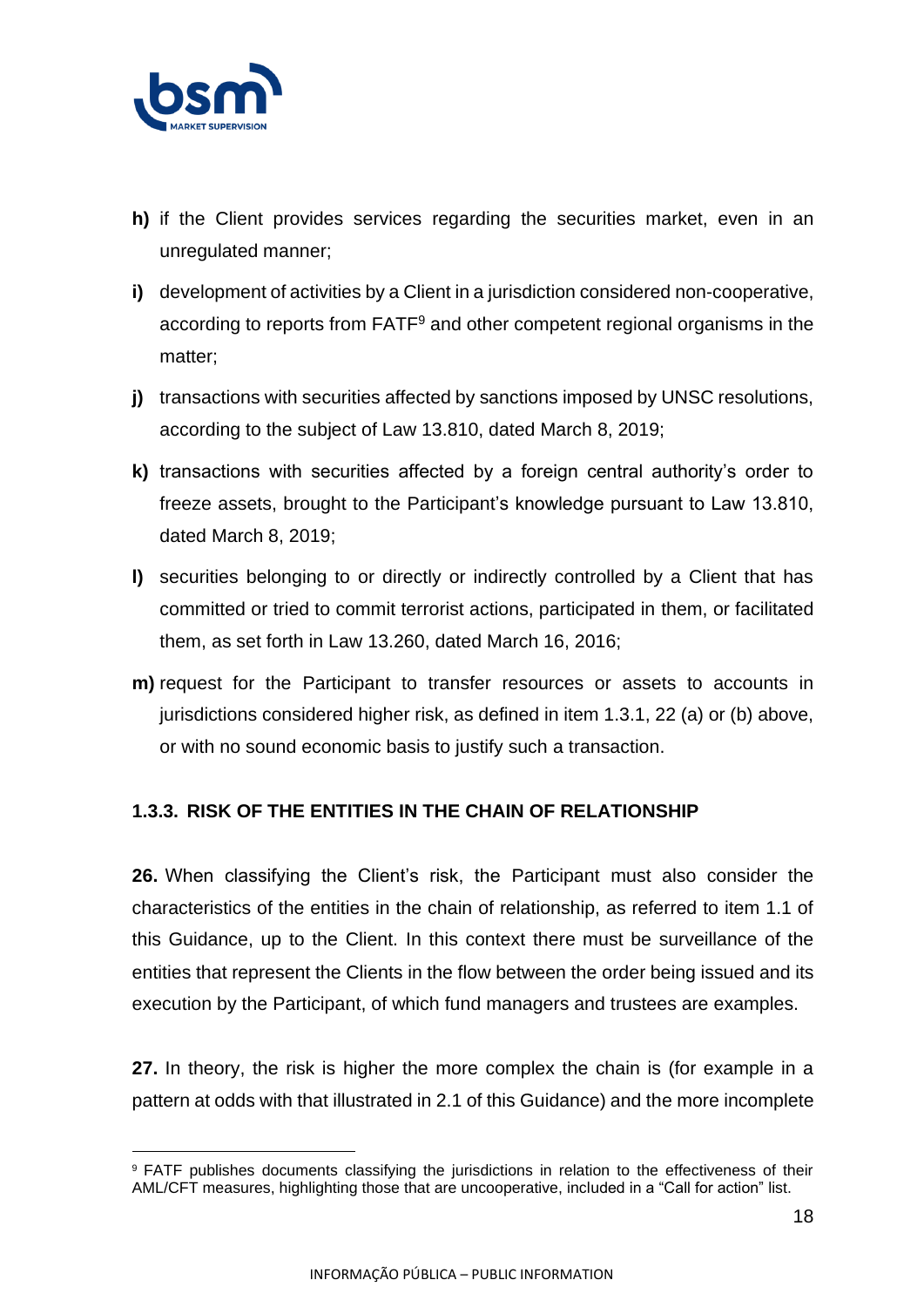**h)** if the Client provides services regarding the securities market, even in an unregulated manner;

**i)** development of activities by a Client in a jurisdiction considered non-cooperative, according to reports from FATF[9] and other competent regional organisms in the matter;

**j)** transactions with securities affected by sanctions imposed by UNSC resolutions, according to the subject of Law 13.810, dated March 8, 2019;

**k)** transactions with securities affected by a foreign central authority's order to freeze assets, brought to the Participant's knowledge pursuant to Law 13.810, dated March 8, 2019;

**l)** securities belonging to or directly or indirectly controlled by a Client that has committed or tried to commit terrorist actions, participated in them, or facilitated them, as set forth in Law 13.260, dated March 16, 2016;

**m)** request for the Participant to transfer resources or assets to accounts in jurisdictions considered higher risk, as defined in item 1.3.1, 22 (a) or (b) above, or with no sound economic basis to justify such a transaction.

### 1.3.3. RISK OF THE ENTITIES IN THE CHAIN OF RELATIONSHIP

**26.** When classifying the Client's risk, the Participant must also consider the characteristics of the entities in the chain of relationship, as referred to item 1.1 of this Guidance, up to the Client. In this context there must be surveillance of the entities that represent the Clients in the flow between the order being issued and its execution by the Participant, of which fund managers and trustees are examples.

**27.** In theory, the risk is higher the more complex the chain is (for example in a pattern at odds with that illustrated in 2.1 of this Guidance) and the more incomplete

[9] FATF publishes documents classifying the jurisdictions in relation to the effectiveness of their AML/CFT measures, highlighting those that are uncooperative, included in a "Call for action" list.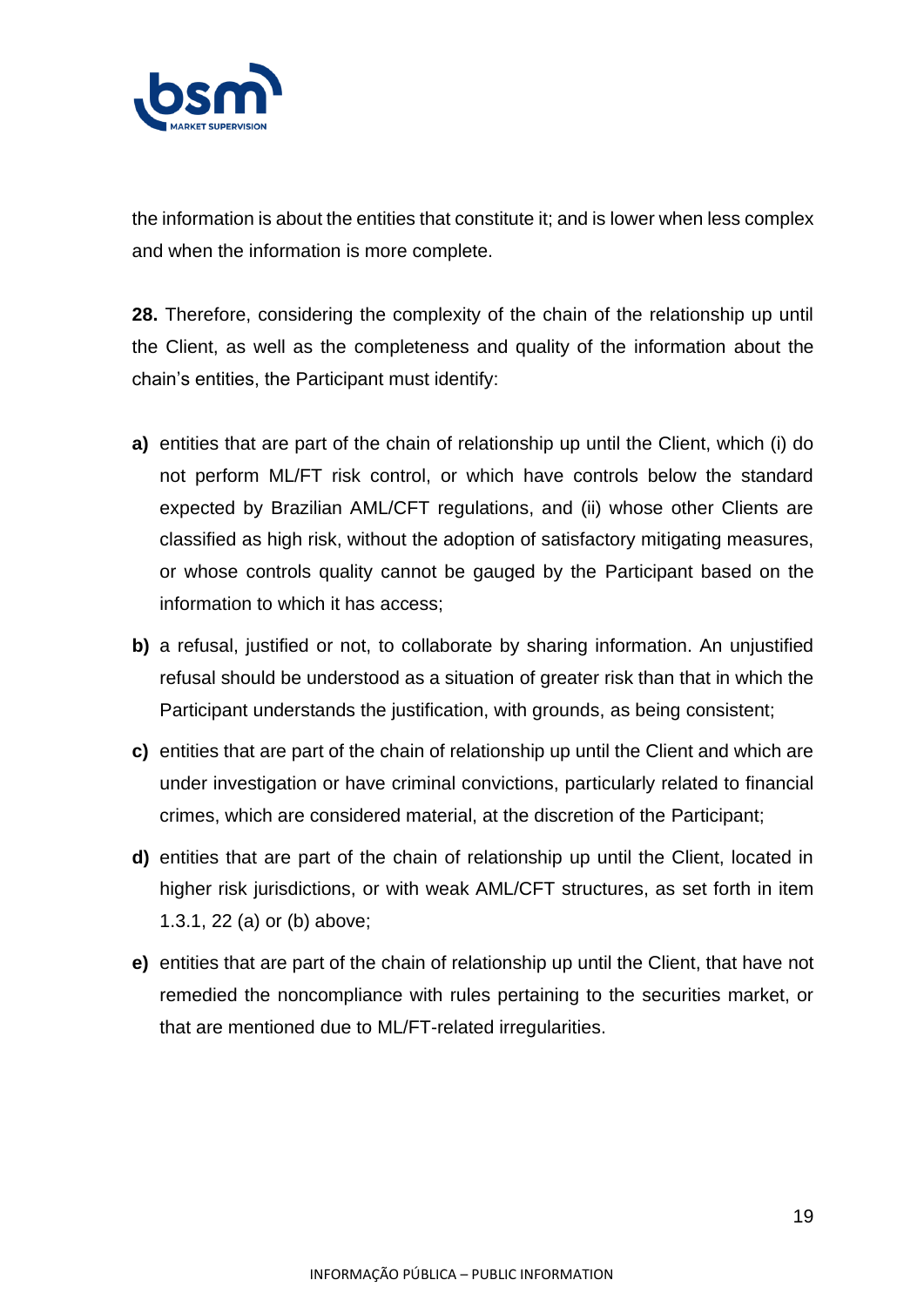the information is about the entities that constitute it; and is lower when less complex and when the information is more complete.

**28.** Therefore, considering the complexity of the chain of the relationship up until the Client, as well as the completeness and quality of the information about the chain's entities, the Participant must identify:

- **a)** entities that are part of the chain of relationship up until the Client, which (i) do not perform ML/FT risk control, or which have controls below the standard expected by Brazilian AML/CFT regulations, and (ii) whose other Clients are classified as high risk, without the adoption of satisfactory mitigating measures, or whose controls quality cannot be gauged by the Participant based on the information to which it has access;
- **b)** a refusal, justified or not, to collaborate by sharing information. An unjustified refusal should be understood as a situation of greater risk than that in which the Participant understands the justification, with grounds, as being consistent;
- **c)** entities that are part of the chain of relationship up until the Client and which are under investigation or have criminal convictions, particularly related to financial crimes, which are considered material, at the discretion of the Participant;
- **d)** entities that are part of the chain of relationship up until the Client, located in higher risk jurisdictions, or with weak AML/CFT structures, as set forth in item 1.3.1, 22 (a) or (b) above;
- **e)** entities that are part of the chain of relationship up until the Client, that have not remedied the noncompliance with rules pertaining to the securities market, or that are mentioned due to ML/FT-related irregularities.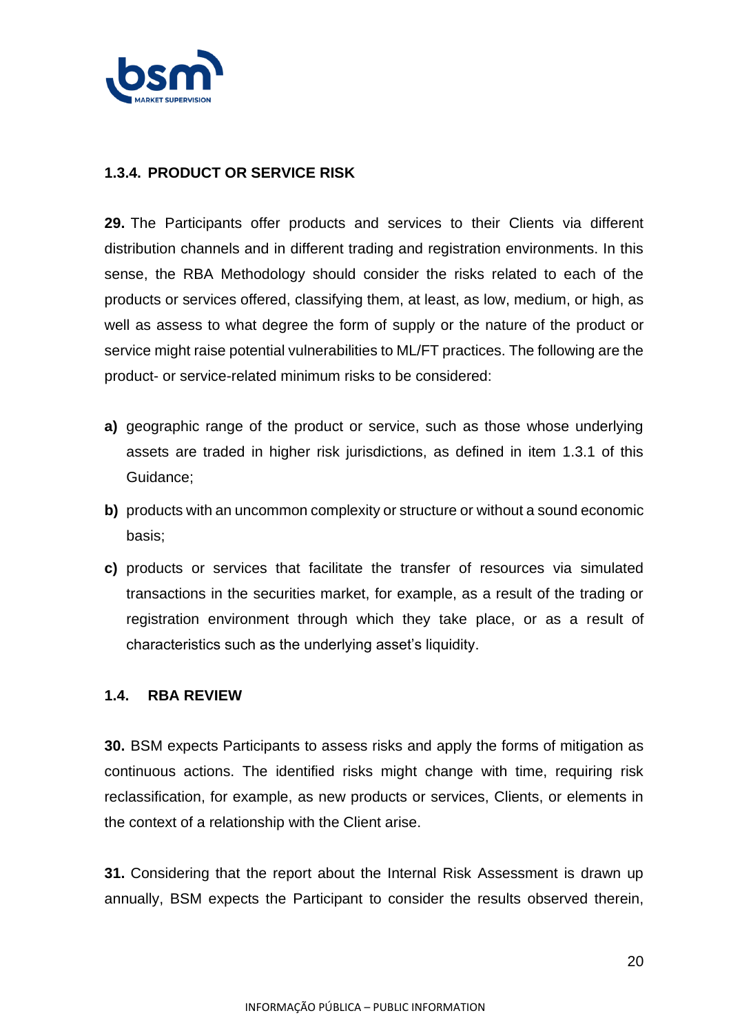### 1.3.4. PRODUCT OR SERVICE RISK

**29.** The Participants offer products and services to their Clients via different distribution channels and in different trading and registration environments. In this sense, the RBA Methodology should consider the risks related to each of the products or services offered, classifying them, at least, as low, medium, or high, as well as assess to what degree the form of supply or the nature of the product or service might raise potential vulnerabilities to ML/FT practices. The following are the product- or service-related minimum risks to be considered:

**a)** geographic range of the product or service, such as those whose underlying assets are traded in higher risk jurisdictions, as defined in item 1.3.1 of this Guidance;

**b)** products with an uncommon complexity or structure or without a sound economic basis;

**c)** products or services that facilitate the transfer of resources via simulated transactions in the securities market, for example, as a result of the trading or registration environment through which they take place, or as a result of characteristics such as the underlying asset's liquidity.

### 1.4. RBA REVIEW

**30.** BSM expects Participants to assess risks and apply the forms of mitigation as continuous actions. The identified risks might change with time, requiring risk reclassification, for example, as new products or services, Clients, or elements in the context of a relationship with the Client arise.

**31.** Considering that the report about the Internal Risk Assessment is drawn up annually, BSM expects the Participant to consider the results observed therein,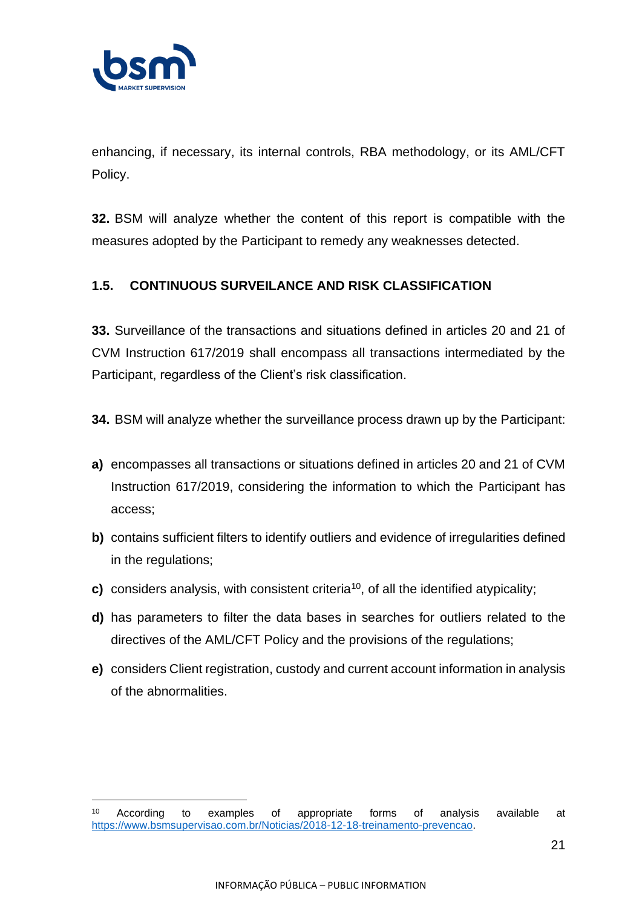enhancing, if necessary, its internal controls, RBA methodology, or its AML/CFT Policy.

**32.** BSM will analyze whether the content of this report is compatible with the measures adopted by the Participant to remedy any weaknesses detected.

## 1.5. CONTINUOUS SURVEILANCE AND RISK CLASSIFICATION

**33.** Surveillance of the transactions and situations defined in articles 20 and 21 of CVM Instruction 617/2019 shall encompass all transactions intermediated by the Participant, regardless of the Client's risk classification.

**34.** BSM will analyze whether the surveillance process drawn up by the Participant:

**a)** encompasses all transactions or situations defined in articles 20 and 21 of CVM Instruction 617/2019, considering the information to which the Participant has access;

**b)** contains sufficient filters to identify outliers and evidence of irregularities defined in the regulations;

**c)** considers analysis, with consistent criteria[10], of all the identified atypicality;

**d)** has parameters to filter the data bases in searches for outliers related to the directives of the AML/CFT Policy and the provisions of the regulations;

**e)** considers Client registration, custody and current account information in analysis of the abnormalities.

---

[10] According to examples of appropriate forms of analysis available at https://www.bsmsupervisao.com.br/Noticias/2018-12-18-treinamento-prevencao.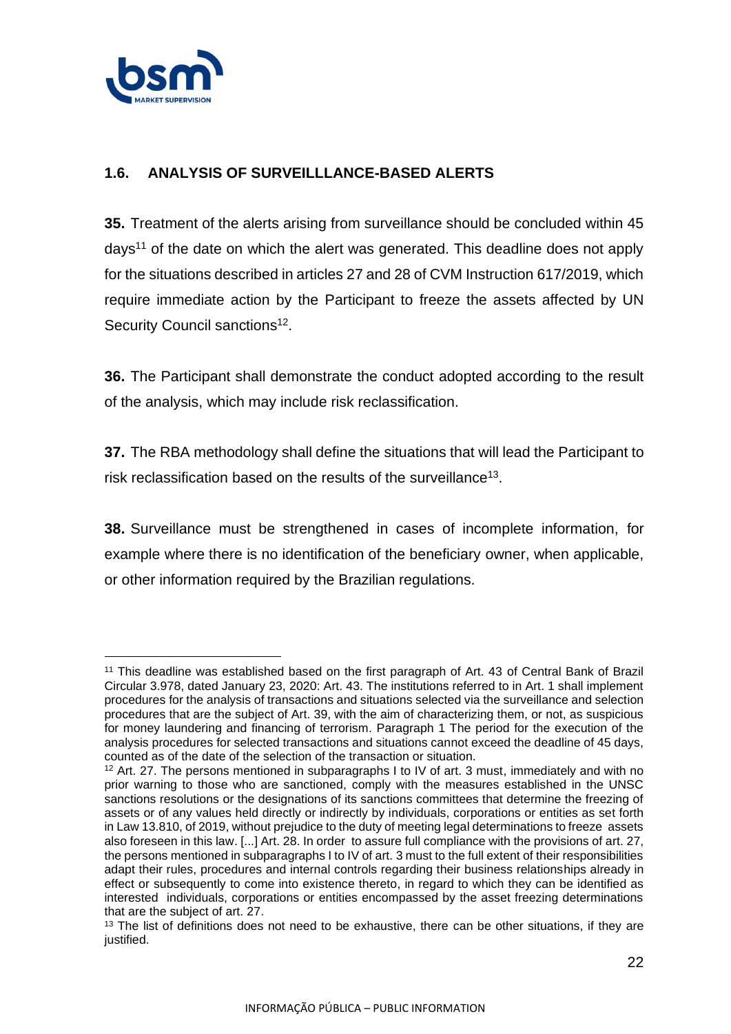## 1.6. ANALYSIS OF SURVEILLLANCE-BASED ALERTS

**35.** Treatment of the alerts arising from surveillance should be concluded within 45 days[11] of the date on which the alert was generated. This deadline does not apply for the situations described in articles 27 and 28 of CVM Instruction 617/2019, which require immediate action by the Participant to freeze the assets affected by UN Security Council sanctions[12].

**36.** The Participant shall demonstrate the conduct adopted according to the result of the analysis, which may include risk reclassification.

**37.** The RBA methodology shall define the situations that will lead the Participant to risk reclassification based on the results of the surveillance[13].

**38.** Surveillance must be strengthened in cases of incomplete information, for example where there is no identification of the beneficiary owner, when applicable, or other information required by the Brazilian regulations.

---

[11] This deadline was established based on the first paragraph of Art. 43 of Central Bank of Brazil Circular 3.978, dated January 23, 2020: Art. 43. The institutions referred to in Art. 1 shall implement procedures for the analysis of transactions and situations selected via the surveillance and selection procedures that are the subject of Art. 39, with the aim of characterizing them, or not, as suspicious for money laundering and financing of terrorism. Paragraph 1 The period for the execution of the analysis procedures for selected transactions and situations cannot exceed the deadline of 45 days, counted as of the date of the selection of the transaction or situation.

[12] Art. 27. The persons mentioned in subparagraphs I to IV of art. 3 must, immediately and with no prior warning to those who are sanctioned, comply with the measures established in the UNSC sanctions resolutions or the designations of its sanctions committees that determine the freezing of assets or of any values held directly or indirectly by individuals, corporations or entities as set forth in Law 13.810, of 2019, without prejudice to the duty of meeting legal determinations to freeze assets also foreseen in this law. [...] Art. 28. In order to assure full compliance with the provisions of art. 27, the persons mentioned in subparagraphs I to IV of art. 3 must to the full extent of their responsibilities adapt their rules, procedures and internal controls regarding their business relationships already in effect or subsequently to come into existence thereto, in regard to which they can be identified as interested individuals, corporations or entities encompassed by the asset freezing determinations that are the subject of art. 27.

[13] The list of definitions does not need to be exhaustive, there can be other situations, if they are justified.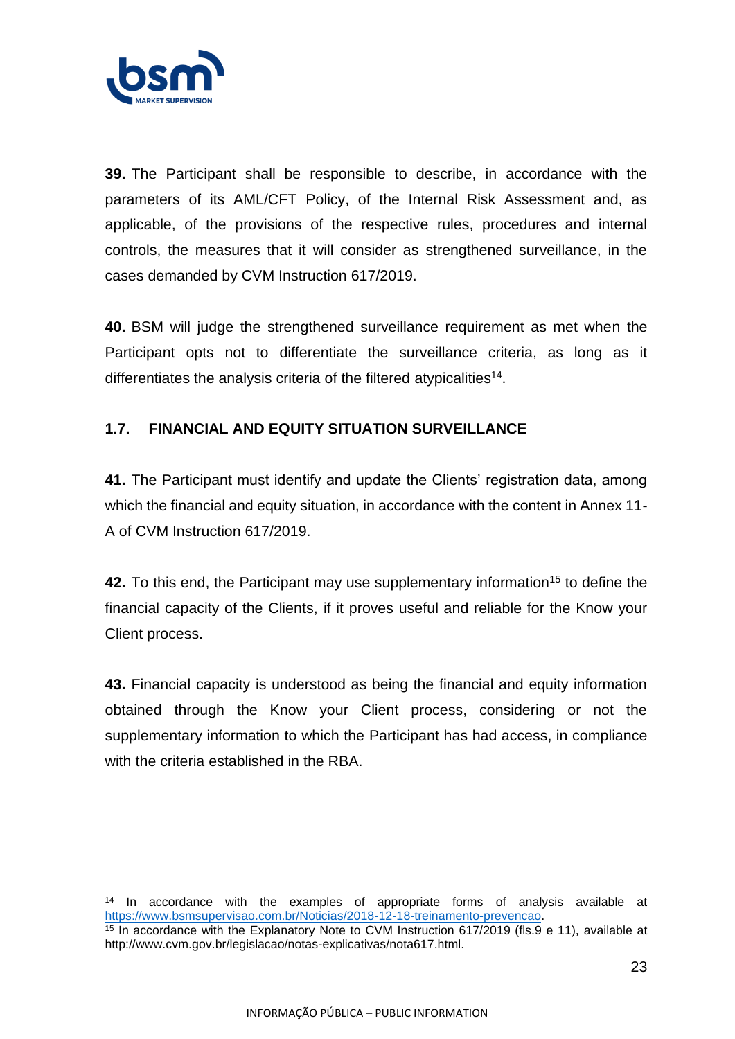**39.** The Participant shall be responsible to describe, in accordance with the parameters of its AML/CFT Policy, of the Internal Risk Assessment and, as applicable, of the provisions of the respective rules, procedures and internal controls, the measures that it will consider as strengthened surveillance, in the cases demanded by CVM Instruction 617/2019.

**40.** BSM will judge the strengthened surveillance requirement as met when the Participant opts not to differentiate the surveillance criteria, as long as it differentiates the analysis criteria of the filtered atypicalities[14].

## 1.7. FINANCIAL AND EQUITY SITUATION SURVEILLANCE

**41.** The Participant must identify and update the Clients' registration data, among which the financial and equity situation, in accordance with the content in Annex 11-A of CVM Instruction 617/2019.

**42.** To this end, the Participant may use supplementary information[15] to define the financial capacity of the Clients, if it proves useful and reliable for the Know your Client process.

**43.** Financial capacity is understood as being the financial and equity information obtained through the Know your Client process, considering or not the supplementary information to which the Participant has had access, in compliance with the criteria established in the RBA.

---

[14] In accordance with the examples of appropriate forms of analysis available at https://www.bsmsupervisao.com.br/Noticias/2018-12-18-treinamento-prevencao.

[15] In accordance with the Explanatory Note to CVM Instruction 617/2019 (fls.9 e 11), available at http://www.cvm.gov.br/legislacao/notas-explicativas/nota617.html.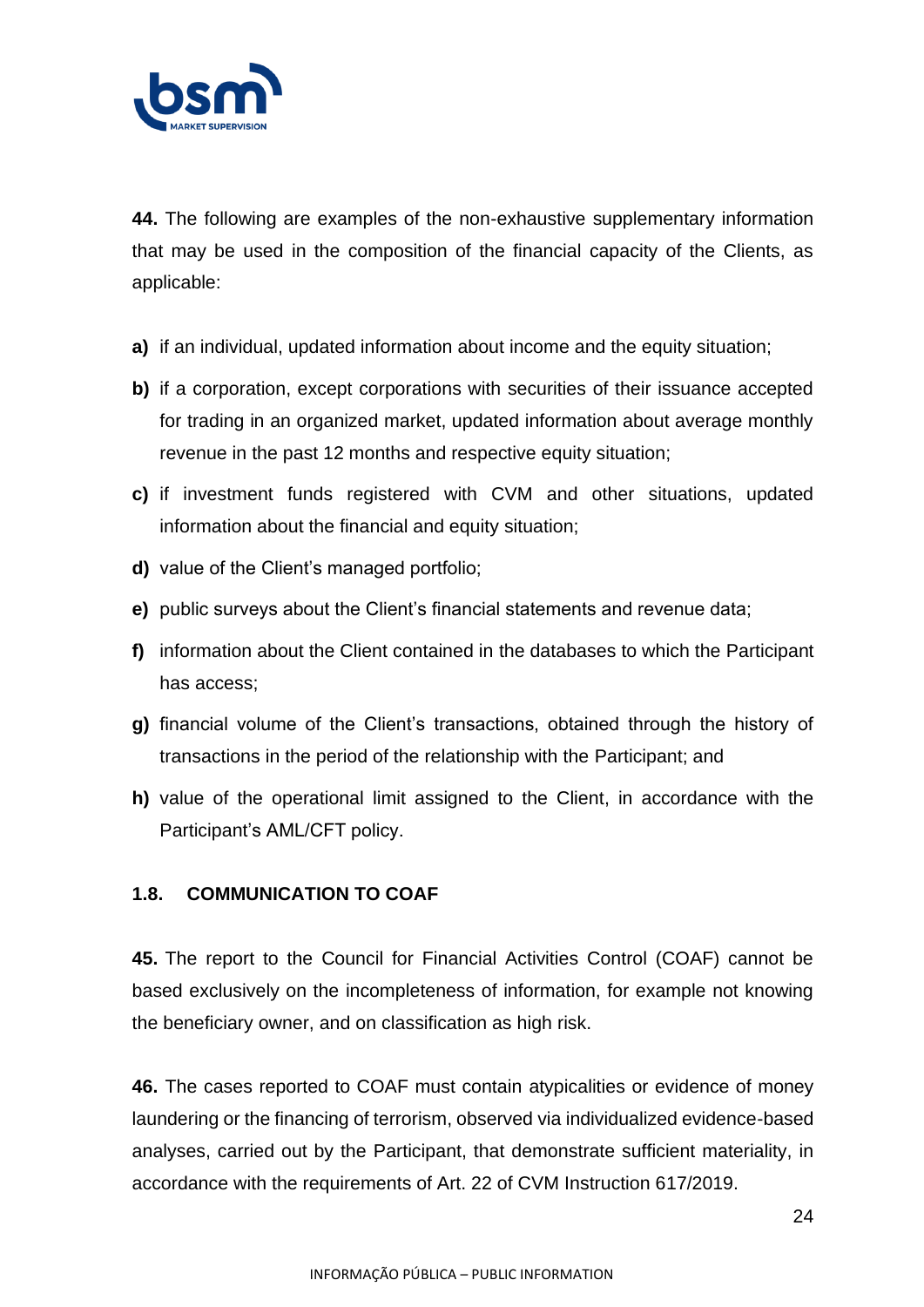**44.** The following are examples of the non-exhaustive supplementary information that may be used in the composition of the financial capacity of the Clients, as applicable:

**a)** if an individual, updated information about income and the equity situation;

**b)** if a corporation, except corporations with securities of their issuance accepted for trading in an organized market, updated information about average monthly revenue in the past 12 months and respective equity situation;

**c)** if investment funds registered with CVM and other situations, updated information about the financial and equity situation;

**d)** value of the Client's managed portfolio;

**e)** public surveys about the Client's financial statements and revenue data;

**f)** information about the Client contained in the databases to which the Participant has access;

**g)** financial volume of the Client's transactions, obtained through the history of transactions in the period of the relationship with the Participant; and

**h)** value of the operational limit assigned to the Client, in accordance with the Participant's AML/CFT policy.

### 1.8. COMMUNICATION TO COAF

**45.** The report to the Council for Financial Activities Control (COAF) cannot be based exclusively on the incompleteness of information, for example not knowing the beneficiary owner, and on classification as high risk.

**46.** The cases reported to COAF must contain atypicalities or evidence of money laundering or the financing of terrorism, observed via individualized evidence-based analyses, carried out by the Participant, that demonstrate sufficient materiality, in accordance with the requirements of Art. 22 of CVM Instruction 617/2019.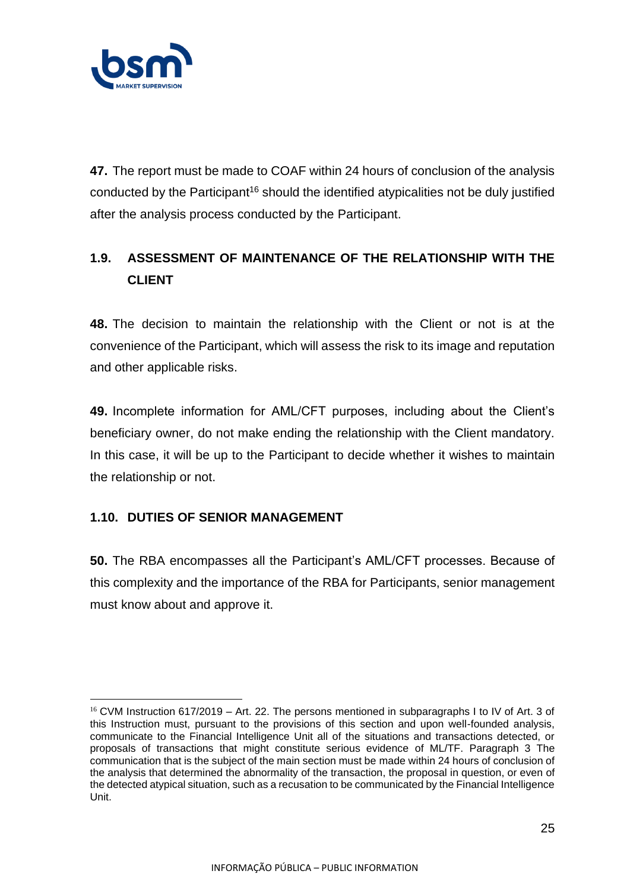**47.** The report must be made to COAF within 24 hours of conclusion of the analysis conducted by the Participant[16] should the identified atypicalities not be duly justified after the analysis process conducted by the Participant.

## 1.9. ASSESSMENT OF MAINTENANCE OF THE RELATIONSHIP WITH THE CLIENT

**48.** The decision to maintain the relationship with the Client or not is at the convenience of the Participant, which will assess the risk to its image and reputation and other applicable risks.

**49.** Incomplete information for AML/CFT purposes, including about the Client's beneficiary owner, do not make ending the relationship with the Client mandatory. In this case, it will be up to the Participant to decide whether it wishes to maintain the relationship or not.

## 1.10. DUTIES OF SENIOR MANAGEMENT

**50.** The RBA encompasses all the Participant's AML/CFT processes. Because of this complexity and the importance of the RBA for Participants, senior management must know about and approve it.

---

[16] CVM Instruction 617/2019 – Art. 22. The persons mentioned in subparagraphs I to IV of Art. 3 of this Instruction must, pursuant to the provisions of this section and upon well-founded analysis, communicate to the Financial Intelligence Unit all of the situations and transactions detected, or proposals of transactions that might constitute serious evidence of ML/TF. Paragraph 3 The communication that is the subject of the main section must be made within 24 hours of conclusion of the analysis that determined the abnormality of the transaction, the proposal in question, or even of the detected atypical situation, such as a recusation to be communicated by the Financial Intelligence Unit.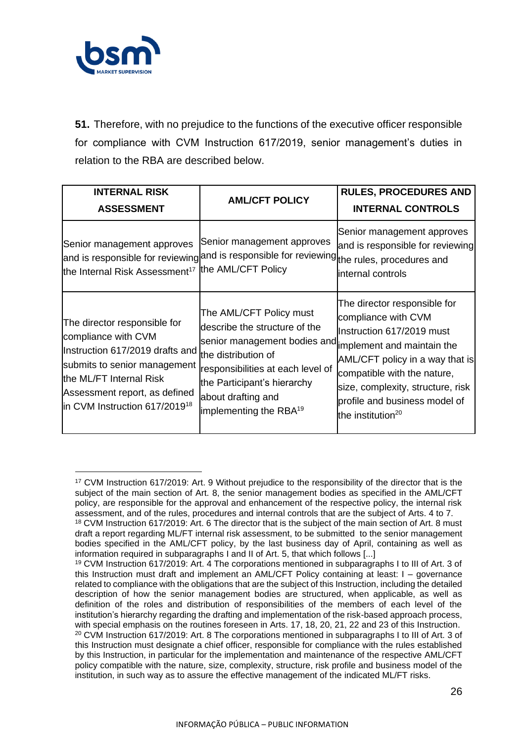**51.** Therefore, with no prejudice to the functions of the executive officer responsible for compliance with CVM Instruction 617/2019, senior management's duties in relation to the RBA are described below.

| INTERNAL RISK ASSESSMENT | AML/CFT POLICY | RULES, PROCEDURES AND INTERNAL CONTROLS |
|---|---|---|
| Senior management approves and is responsible for reviewing the Internal Risk Assessment[17] | Senior management approves and is responsible for reviewing the AML/CFT Policy | Senior management approves and is responsible for reviewing the rules, procedures and internal controls |
| The director responsible for compliance with CVM Instruction 617/2019 drafts and submits to senior management the ML/FT Internal Risk Assessment report, as defined in CVM Instruction 617/2019[18] | The AML/CFT Policy must describe the structure of the senior management bodies and the distribution of responsibilities at each level of the Participant's hierarchy about drafting and implementing the RBA[19] | The director responsible for compliance with CVM Instruction 617/2019 must implement and maintain the AML/CFT policy in a way that is compatible with the nature, size, complexity, structure, risk profile and business model of the institution[20] |

---

[17] CVM Instruction 617/2019: Art. 9 Without prejudice to the responsibility of the director that is the subject of the main section of Art. 8, the senior management bodies as specified in the AML/CFT policy, are responsible for the approval and enhancement of the respective policy, the internal risk assessment, and of the rules, procedures and internal controls that are the subject of Arts. 4 to 7.

[18] CVM Instruction 617/2019: Art. 6 The director that is the subject of the main section of Art. 8 must draft a report regarding ML/FT internal risk assessment, to be submitted to the senior management bodies specified in the AML/CFT policy, by the last business day of April, containing as well as information required in subparagraphs I and II of Art. 5, that which follows [...]

[19] CVM Instruction 617/2019: Art. 4 The corporations mentioned in subparagraphs I to III of Art. 3 of this Instruction must draft and implement an AML/CFT Policy containing at least: I – governance related to compliance with the obligations that are the subject of this Instruction, including the detailed description of how the senior management bodies are structured, when applicable, as well as definition of the roles and distribution of responsibilities of the members of each level of the institution's hierarchy regarding the drafting and implementation of the risk-based approach process, with special emphasis on the routines foreseen in Arts. 17, 18, 20, 21, 22 and 23 of this Instruction.

[20] CVM Instruction 617/2019: Art. 8 The corporations mentioned in subparagraphs I to III of Art. 3 of this Instruction must designate a chief officer, responsible for compliance with the rules established by this Instruction, in particular for the implementation and maintenance of the respective AML/CFT policy compatible with the nature, size, complexity, structure, risk profile and business model of the institution, in such way as to assure the effective management of the indicated ML/FT risks.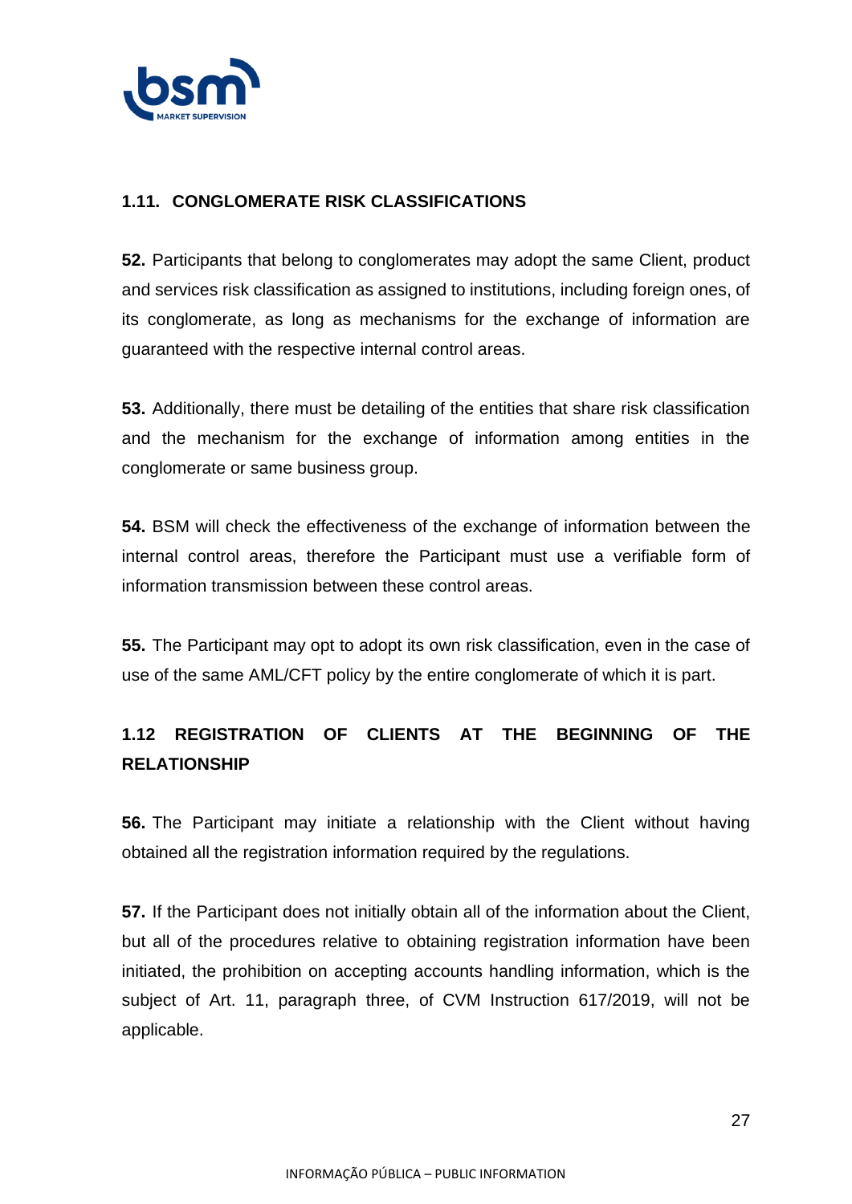### 1.11. CONGLOMERATE RISK CLASSIFICATIONS

**52.** Participants that belong to conglomerates may adopt the same Client, product and services risk classification as assigned to institutions, including foreign ones, of its conglomerate, as long as mechanisms for the exchange of information are guaranteed with the respective internal control areas.

**53.** Additionally, there must be detailing of the entities that share risk classification and the mechanism for the exchange of information among entities in the conglomerate or same business group.

**54.** BSM will check the effectiveness of the exchange of information between the internal control areas, therefore the Participant must use a verifiable form of information transmission between these control areas.

**55.** The Participant may opt to adopt its own risk classification, even in the case of use of the same AML/CFT policy by the entire conglomerate of which it is part.

### 1.12 REGISTRATION OF CLIENTS AT THE BEGINNING OF THE RELATIONSHIP

**56.** The Participant may initiate a relationship with the Client without having obtained all the registration information required by the regulations.

**57.** If the Participant does not initially obtain all of the information about the Client, but all of the procedures relative to obtaining registration information have been initiated, the prohibition on accepting accounts handling information, which is the subject of Art. 11, paragraph three, of CVM Instruction 617/2019, will not be applicable.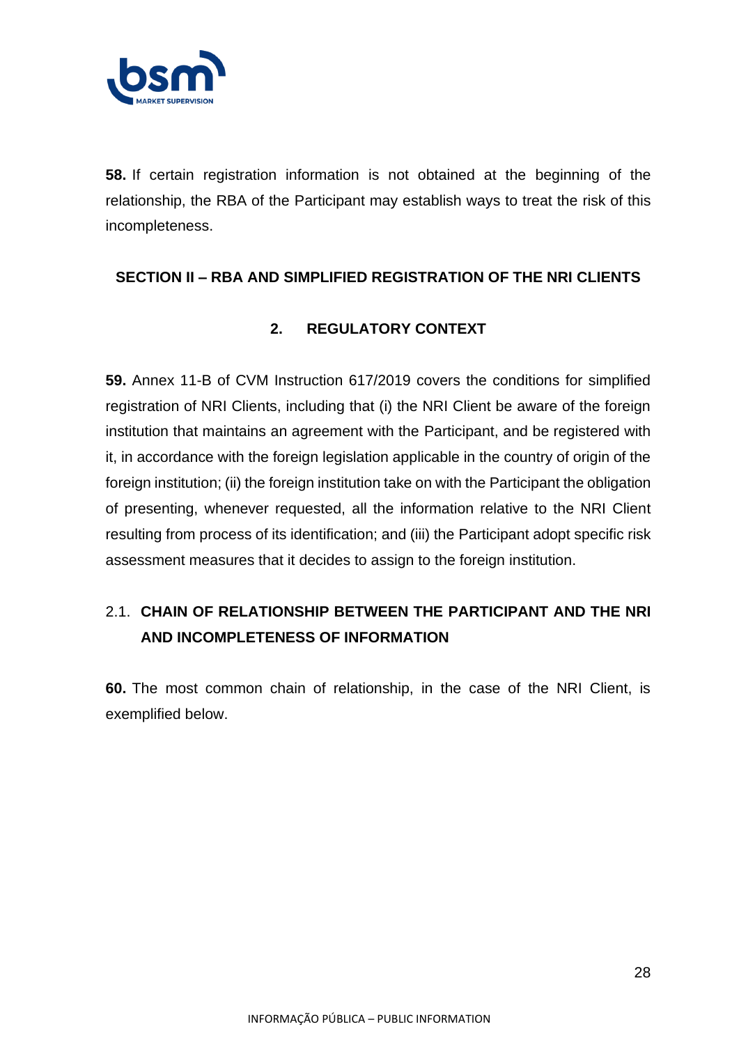**58.** If certain registration information is not obtained at the beginning of the relationship, the RBA of the Participant may establish ways to treat the risk of this incompleteness.

## SECTION II – RBA AND SIMPLIFIED REGISTRATION OF THE NRI CLIENTS

### 2. REGULATORY CONTEXT

**59.** Annex 11-B of CVM Instruction 617/2019 covers the conditions for simplified registration of NRI Clients, including that (i) the NRI Client be aware of the foreign institution that maintains an agreement with the Participant, and be registered with it, in accordance with the foreign legislation applicable in the country of origin of the foreign institution; (ii) the foreign institution take on with the Participant the obligation of presenting, whenever requested, all the information relative to the NRI Client resulting from process of its identification; and (iii) the Participant adopt specific risk assessment measures that it decides to assign to the foreign institution.

### 2.1. CHAIN OF RELATIONSHIP BETWEEN THE PARTICIPANT AND THE NRI AND INCOMPLETENESS OF INFORMATION

**60.** The most common chain of relationship, in the case of the NRI Client, is exemplified below.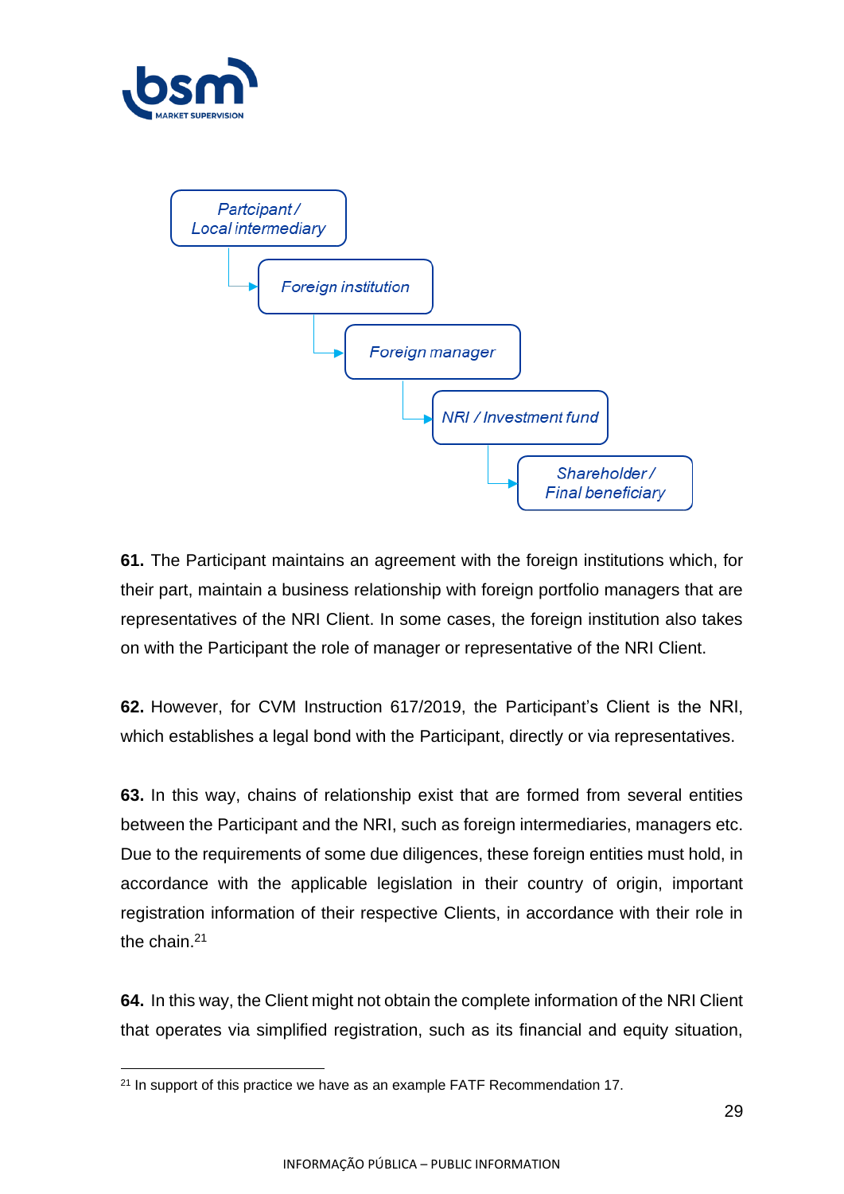Parcticipant / Local intermediary → Foreign institution → Foreign manager → NRI / Investment fund → Shareholder / Final beneficiary

**61.** The Participant maintains an agreement with the foreign institutions which, for their part, maintain a business relationship with foreign portfolio managers that are representatives of the NRI Client. In some cases, the foreign institution also takes on with the Participant the role of manager or representative of the NRI Client.

**62.** However, for CVM Instruction 617/2019, the Participant's Client is the NRI, which establishes a legal bond with the Participant, directly or via representatives.

**63.** In this way, chains of relationship exist that are formed from several entities between the Participant and the NRI, such as foreign intermediaries, managers etc. Due to the requirements of some due diligences, these foreign entities must hold, in accordance with the applicable legislation in their country of origin, important registration information of their respective Clients, in accordance with their role in the chain.[21]

**64.** In this way, the Client might not obtain the complete information of the NRI Client that operates via simplified registration, such as its financial and equity situation,

[21] In support of this practice we have as an example FATF Recommendation 17.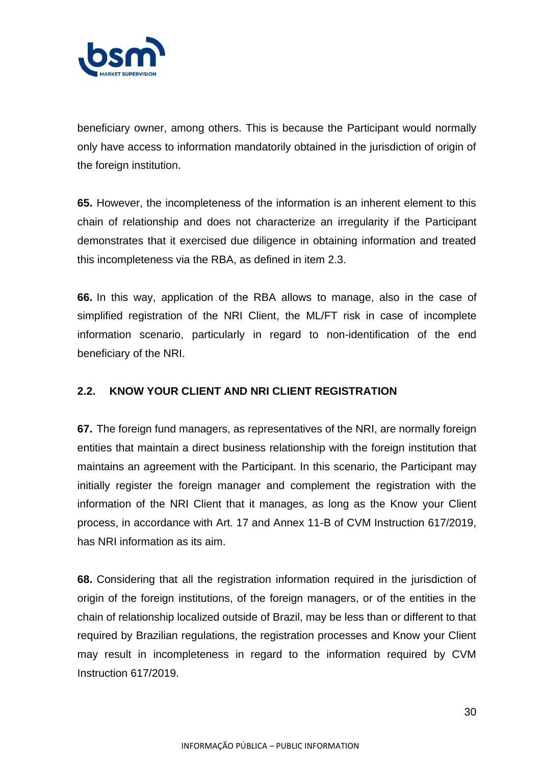beneficiary owner, among others. This is because the Participant would normally only have access to information mandatorily obtained in the jurisdiction of origin of the foreign institution.

**65.** However, the incompleteness of the information is an inherent element to this chain of relationship and does not characterize an irregularity if the Participant demonstrates that it exercised due diligence in obtaining information and treated this incompleteness via the RBA, as defined in item 2.3.

**66.** In this way, application of the RBA allows to manage, also in the case of simplified registration of the NRI Client, the ML/FT risk in case of incomplete information scenario, particularly in regard to non-identification of the end beneficiary of the NRI.

### 2.2. KNOW YOUR CLIENT AND NRI CLIENT REGISTRATION

**67.** The foreign fund managers, as representatives of the NRI, are normally foreign entities that maintain a direct business relationship with the foreign institution that maintains an agreement with the Participant. In this scenario, the Participant may initially register the foreign manager and complement the registration with the information of the NRI Client that it manages, as long as the Know your Client process, in accordance with Art. 17 and Annex 11-B of CVM Instruction 617/2019, has NRI information as its aim.

**68.** Considering that all the registration information required in the jurisdiction of origin of the foreign institutions, of the foreign managers, or of the entities in the chain of relationship localized outside of Brazil, may be less than or different to that required by Brazilian regulations, the registration processes and Know your Client may result in incompleteness in regard to the information required by CVM Instruction 617/2019.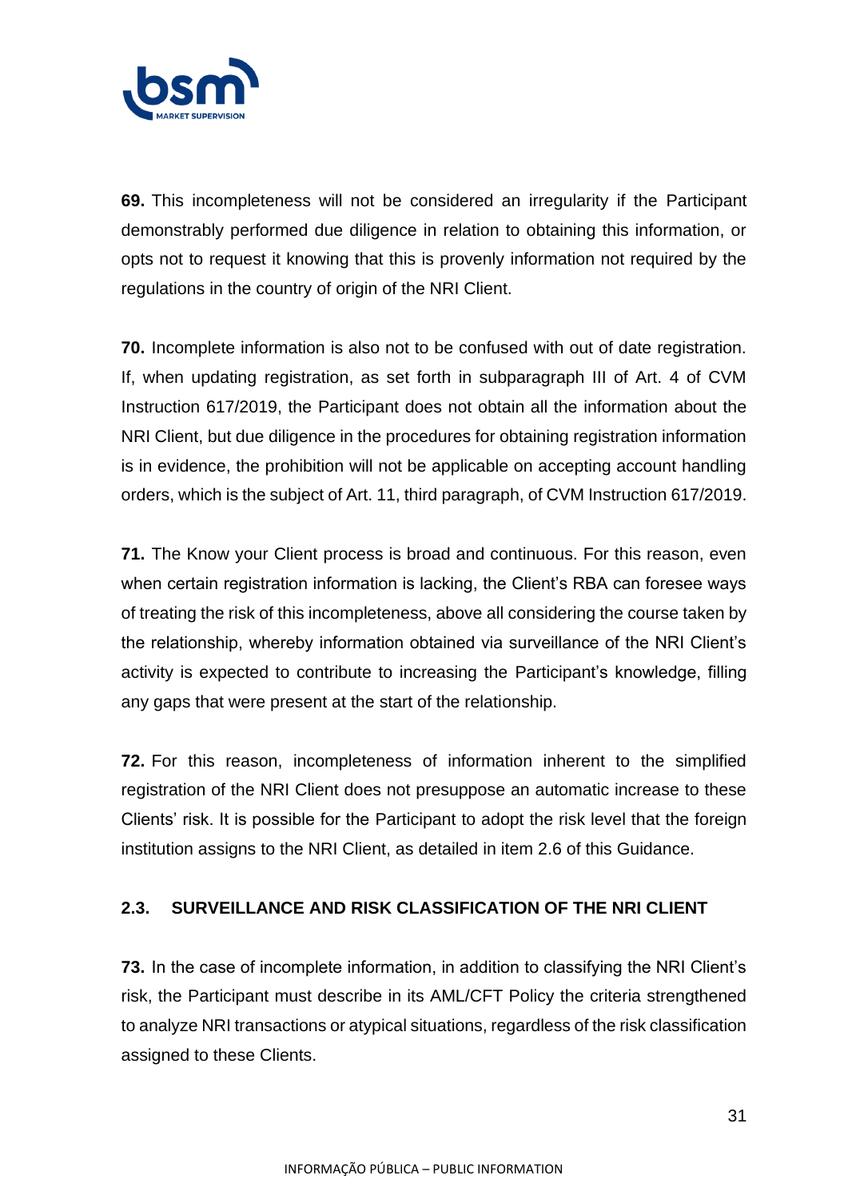**69.** This incompleteness will not be considered an irregularity if the Participant demonstrably performed due diligence in relation to obtaining this information, or opts not to request it knowing that this is provenly information not required by the regulations in the country of origin of the NRI Client.

**70.** Incomplete information is also not to be confused with out of date registration. If, when updating registration, as set forth in subparagraph III of Art. 4 of CVM Instruction 617/2019, the Participant does not obtain all the information about the NRI Client, but due diligence in the procedures for obtaining registration information is in evidence, the prohibition will not be applicable on accepting account handling orders, which is the subject of Art. 11, third paragraph, of CVM Instruction 617/2019.

**71.** The Know your Client process is broad and continuous. For this reason, even when certain registration information is lacking, the Client's RBA can foresee ways of treating the risk of this incompleteness, above all considering the course taken by the relationship, whereby information obtained via surveillance of the NRI Client's activity is expected to contribute to increasing the Participant's knowledge, filling any gaps that were present at the start of the relationship.

**72.** For this reason, incompleteness of information inherent to the simplified registration of the NRI Client does not presuppose an automatic increase to these Clients' risk. It is possible for the Participant to adopt the risk level that the foreign institution assigns to the NRI Client, as detailed in item 2.6 of this Guidance.

### 2.3. SURVEILLANCE AND RISK CLASSIFICATION OF THE NRI CLIENT

**73.** In the case of incomplete information, in addition to classifying the NRI Client's risk, the Participant must describe in its AML/CFT Policy the criteria strengthened to analyze NRI transactions or atypical situations, regardless of the risk classification assigned to these Clients.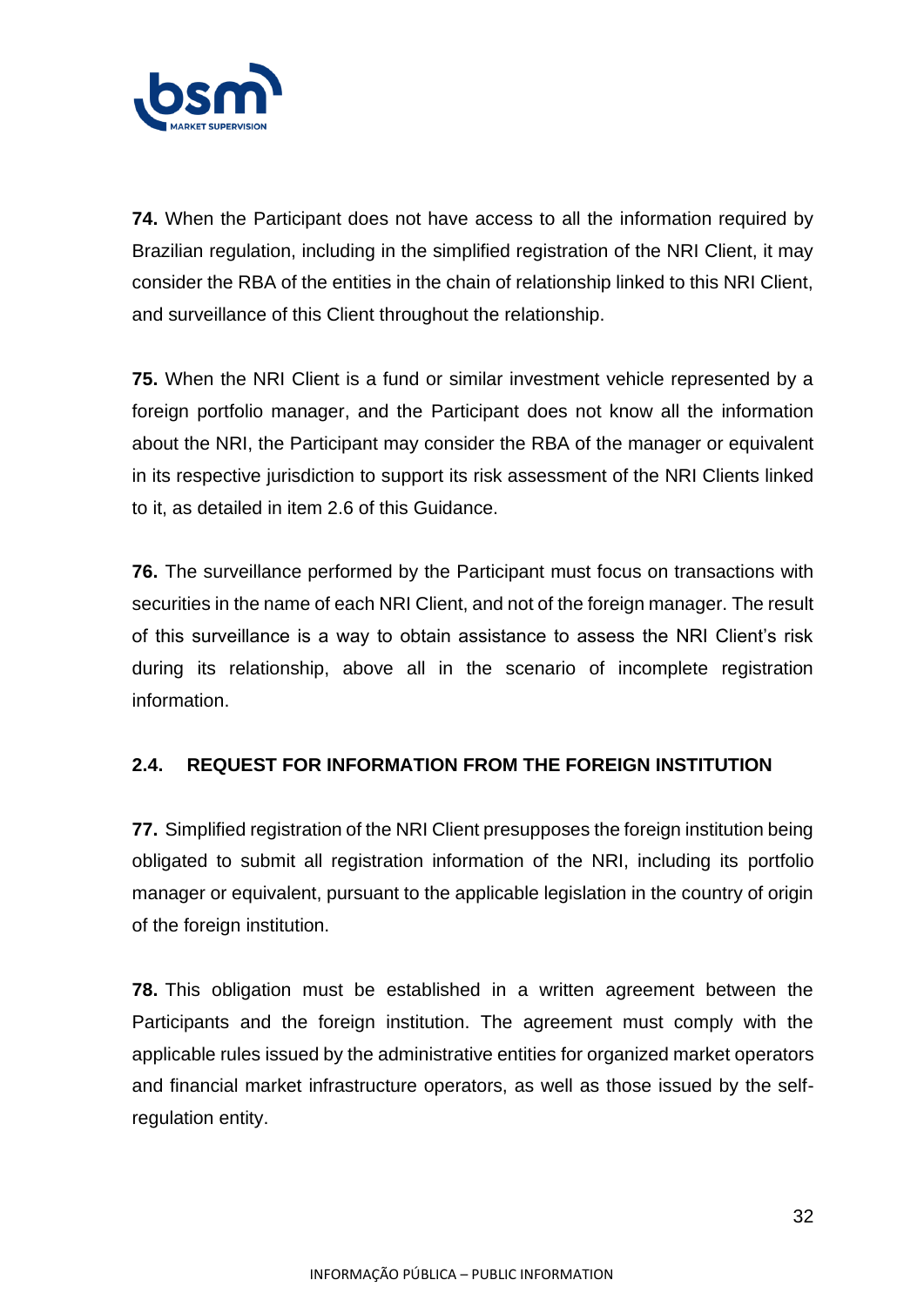**74.** When the Participant does not have access to all the information required by Brazilian regulation, including in the simplified registration of the NRI Client, it may consider the RBA of the entities in the chain of relationship linked to this NRI Client, and surveillance of this Client throughout the relationship.

**75.** When the NRI Client is a fund or similar investment vehicle represented by a foreign portfolio manager, and the Participant does not know all the information about the NRI, the Participant may consider the RBA of the manager or equivalent in its respective jurisdiction to support its risk assessment of the NRI Clients linked to it, as detailed in item 2.6 of this Guidance.

**76.** The surveillance performed by the Participant must focus on transactions with securities in the name of each NRI Client, and not of the foreign manager. The result of this surveillance is a way to obtain assistance to assess the NRI Client's risk during its relationship, above all in the scenario of incomplete registration information.

## 2.4. REQUEST FOR INFORMATION FROM THE FOREIGN INSTITUTION

**77.** Simplified registration of the NRI Client presupposes the foreign institution being obligated to submit all registration information of the NRI, including its portfolio manager or equivalent, pursuant to the applicable legislation in the country of origin of the foreign institution.

**78.** This obligation must be established in a written agreement between the Participants and the foreign institution. The agreement must comply with the applicable rules issued by the administrative entities for organized market operators and financial market infrastructure operators, as well as those issued by the self-regulation entity.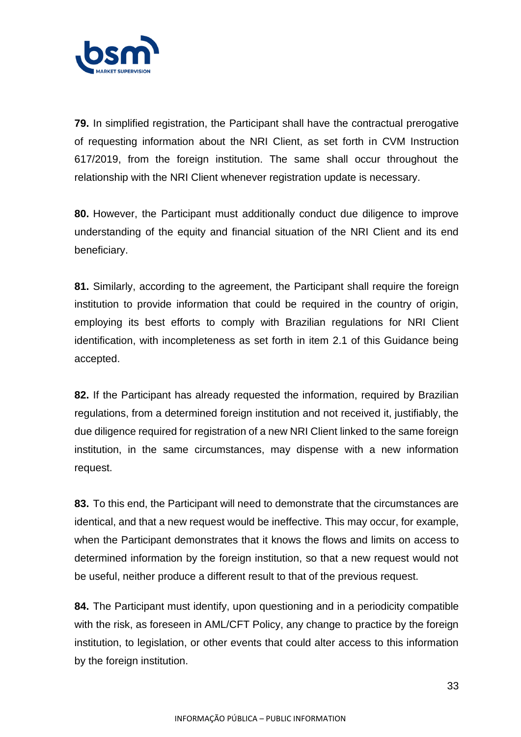**79.** In simplified registration, the Participant shall have the contractual prerogative of requesting information about the NRI Client, as set forth in CVM Instruction 617/2019, from the foreign institution. The same shall occur throughout the relationship with the NRI Client whenever registration update is necessary.

**80.** However, the Participant must additionally conduct due diligence to improve understanding of the equity and financial situation of the NRI Client and its end beneficiary.

**81.** Similarly, according to the agreement, the Participant shall require the foreign institution to provide information that could be required in the country of origin, employing its best efforts to comply with Brazilian regulations for NRI Client identification, with incompleteness as set forth in item 2.1 of this Guidance being accepted.

**82.** If the Participant has already requested the information, required by Brazilian regulations, from a determined foreign institution and not received it, justifiably, the due diligence required for registration of a new NRI Client linked to the same foreign institution, in the same circumstances, may dispense with a new information request.

**83.** To this end, the Participant will need to demonstrate that the circumstances are identical, and that a new request would be ineffective. This may occur, for example, when the Participant demonstrates that it knows the flows and limits on access to determined information by the foreign institution, so that a new request would not be useful, neither produce a different result to that of the previous request.

**84.** The Participant must identify, upon questioning and in a periodicity compatible with the risk, as foreseen in AML/CFT Policy, any change to practice by the foreign institution, to legislation, or other events that could alter access to this information by the foreign institution.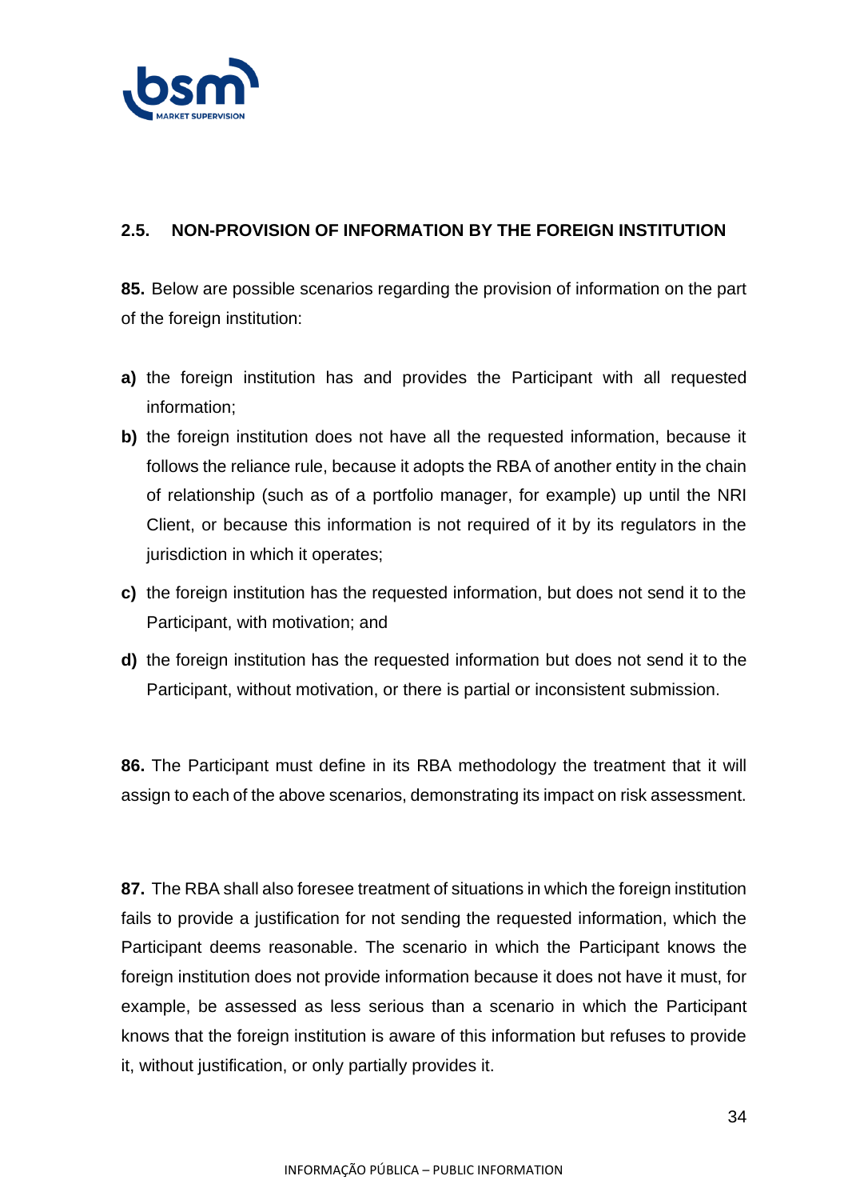## 2.5. NON-PROVISION OF INFORMATION BY THE FOREIGN INSTITUTION

**85.** Below are possible scenarios regarding the provision of information on the part of the foreign institution:

- **a)** the foreign institution has and provides the Participant with all requested information;
- **b)** the foreign institution does not have all the requested information, because it follows the reliance rule, because it adopts the RBA of another entity in the chain of relationship (such as of a portfolio manager, for example) up until the NRI Client, or because this information is not required of it by its regulators in the jurisdiction in which it operates;
- **c)** the foreign institution has the requested information, but does not send it to the Participant, with motivation; and
- **d)** the foreign institution has the requested information but does not send it to the Participant, without motivation, or there is partial or inconsistent submission.

**86.** The Participant must define in its RBA methodology the treatment that it will assign to each of the above scenarios, demonstrating its impact on risk assessment.

**87.** The RBA shall also foresee treatment of situations in which the foreign institution fails to provide a justification for not sending the requested information, which the Participant deems reasonable. The scenario in which the Participant knows the foreign institution does not provide information because it does not have it must, for example, be assessed as less serious than a scenario in which the Participant knows that the foreign institution is aware of this information but refuses to provide it, without justification, or only partially provides it.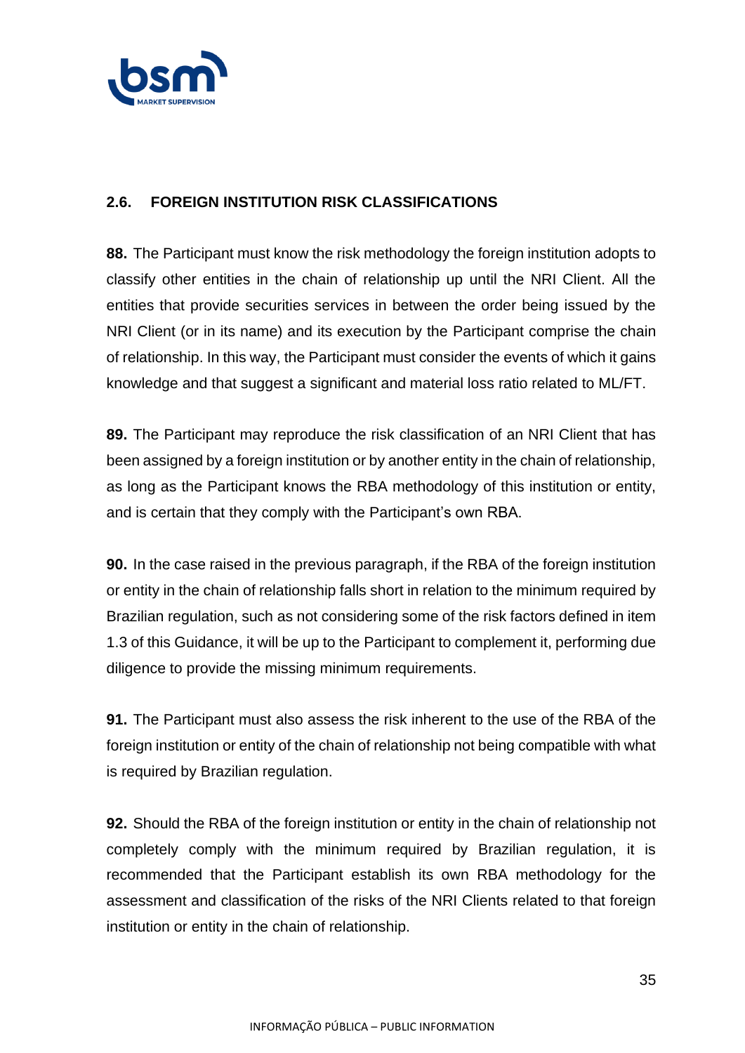## 2.6. FOREIGN INSTITUTION RISK CLASSIFICATIONS

**88.** The Participant must know the risk methodology the foreign institution adopts to classify other entities in the chain of relationship up until the NRI Client. All the entities that provide securities services in between the order being issued by the NRI Client (or in its name) and its execution by the Participant comprise the chain of relationship. In this way, the Participant must consider the events of which it gains knowledge and that suggest a significant and material loss ratio related to ML/FT.

**89.** The Participant may reproduce the risk classification of an NRI Client that has been assigned by a foreign institution or by another entity in the chain of relationship, as long as the Participant knows the RBA methodology of this institution or entity, and is certain that they comply with the Participant's own RBA.

**90.** In the case raised in the previous paragraph, if the RBA of the foreign institution or entity in the chain of relationship falls short in relation to the minimum required by Brazilian regulation, such as not considering some of the risk factors defined in item 1.3 of this Guidance, it will be up to the Participant to complement it, performing due diligence to provide the missing minimum requirements.

**91.** The Participant must also assess the risk inherent to the use of the RBA of the foreign institution or entity of the chain of relationship not being compatible with what is required by Brazilian regulation.

**92.** Should the RBA of the foreign institution or entity in the chain of relationship not completely comply with the minimum required by Brazilian regulation, it is recommended that the Participant establish its own RBA methodology for the assessment and classification of the risks of the NRI Clients related to that foreign institution or entity in the chain of relationship.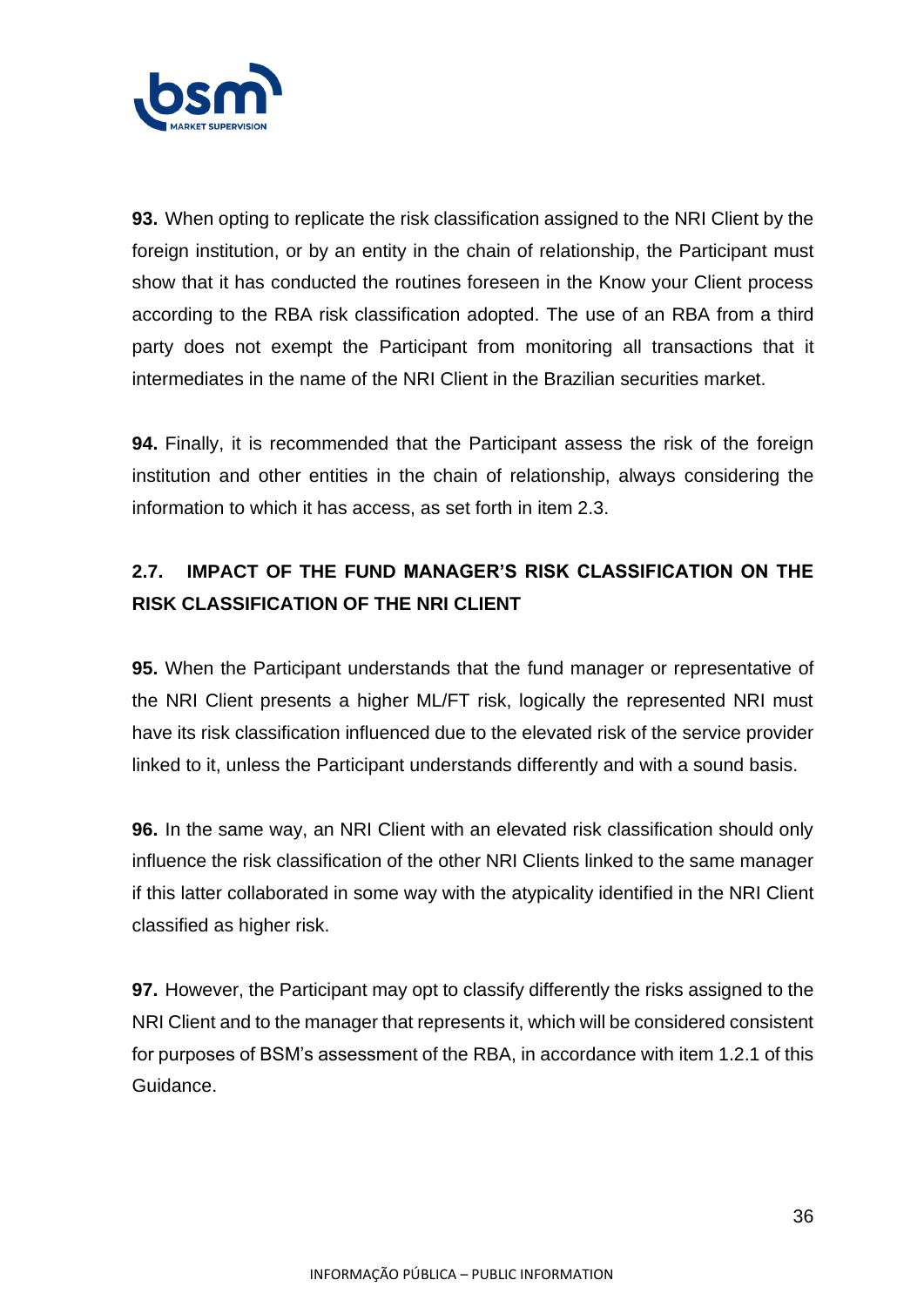**93.** When opting to replicate the risk classification assigned to the NRI Client by the foreign institution, or by an entity in the chain of relationship, the Participant must show that it has conducted the routines foreseen in the Know your Client process according to the RBA risk classification adopted. The use of an RBA from a third party does not exempt the Participant from monitoring all transactions that it intermediates in the name of the NRI Client in the Brazilian securities market.

**94.** Finally, it is recommended that the Participant assess the risk of the foreign institution and other entities in the chain of relationship, always considering the information to which it has access, as set forth in item 2.3.

## 2.7. IMPACT OF THE FUND MANAGER'S RISK CLASSIFICATION ON THE RISK CLASSIFICATION OF THE NRI CLIENT

**95.** When the Participant understands that the fund manager or representative of the NRI Client presents a higher ML/FT risk, logically the represented NRI must have its risk classification influenced due to the elevated risk of the service provider linked to it, unless the Participant understands differently and with a sound basis.

**96.** In the same way, an NRI Client with an elevated risk classification should only influence the risk classification of the other NRI Clients linked to the same manager if this latter collaborated in some way with the atypicality identified in the NRI Client classified as higher risk.

**97.** However, the Participant may opt to classify differently the risks assigned to the NRI Client and to the manager that represents it, which will be considered consistent for purposes of BSM's assessment of the RBA, in accordance with item 1.2.1 of this Guidance.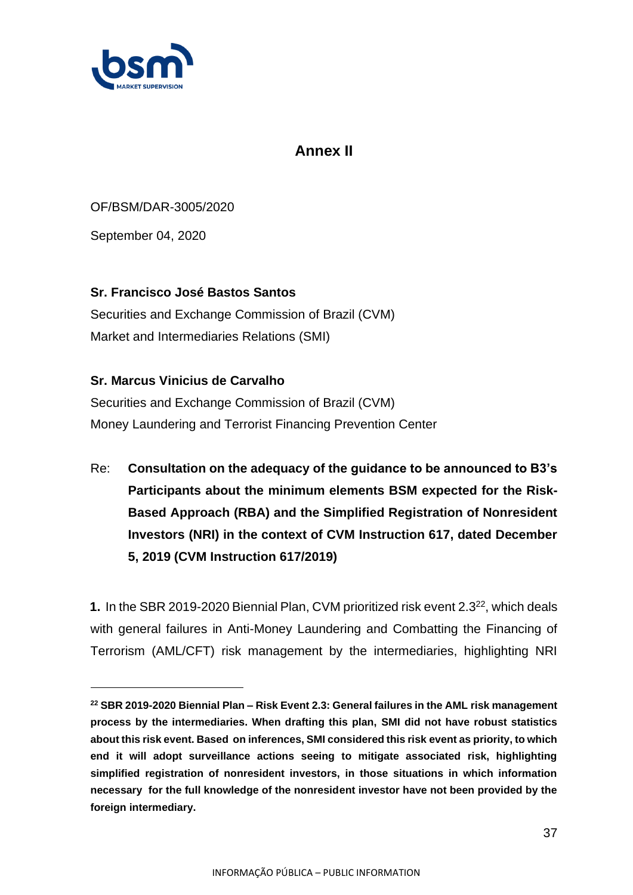## Annex II

OF/BSM/DAR-3005/2020

September 04, 2020

**Sr. Francisco José Bastos Santos**
Securities and Exchange Commission of Brazil (CVM)
Market and Intermediaries Relations (SMI)

**Sr. Marcus Vinicius de Carvalho**
Securities and Exchange Commission of Brazil (CVM)
Money Laundering and Terrorist Financing Prevention Center

Re: **Consultation on the adequacy of the guidance to be announced to B3's Participants about the minimum elements BSM expected for the Risk-Based Approach (RBA) and the Simplified Registration of Nonresident Investors (NRI) in the context of CVM Instruction 617, dated December 5, 2019 (CVM Instruction 617/2019)**

**1.** In the SBR 2019-2020 Biennial Plan, CVM prioritized risk event 2.3[22], which deals with general failures in Anti-Money Laundering and Combatting the Financing of Terrorism (AML/CFT) risk management by the intermediaries, highlighting NRI

---

[22] **SBR 2019-2020 Biennial Plan – Risk Event 2.3: General failures in the AML risk management process by the intermediaries. When drafting this plan, SMI did not have robust statistics about this risk event. Based on inferences, SMI considered this risk event as priority, to which end it will adopt surveillance actions seeing to mitigate associated risk, highlighting simplified registration of nonresident investors, in those situations in which information necessary for the full knowledge of the nonresident investor have not been provided by the foreign intermediary.**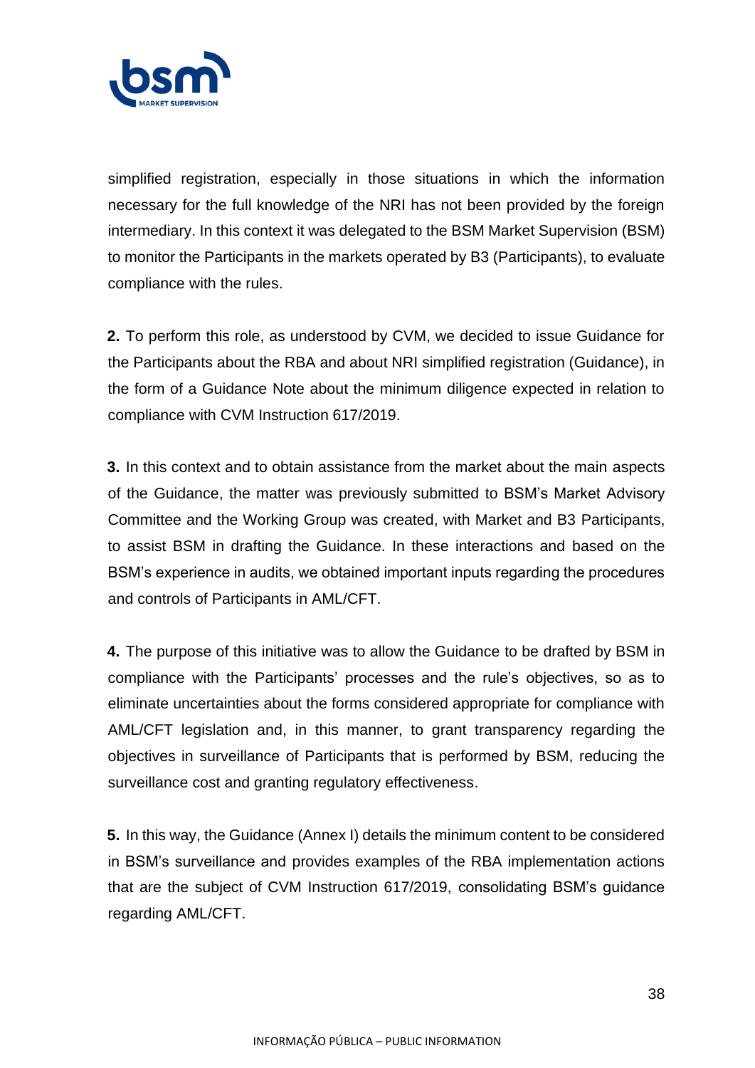simplified registration, especially in those situations in which the information necessary for the full knowledge of the NRI has not been provided by the foreign intermediary. In this context it was delegated to the BSM Market Supervision (BSM) to monitor the Participants in the markets operated by B3 (Participants), to evaluate compliance with the rules.

**2.** To perform this role, as understood by CVM, we decided to issue Guidance for the Participants about the RBA and about NRI simplified registration (Guidance), in the form of a Guidance Note about the minimum diligence expected in relation to compliance with CVM Instruction 617/2019.

**3.** In this context and to obtain assistance from the market about the main aspects of the Guidance, the matter was previously submitted to BSM's Market Advisory Committee and the Working Group was created, with Market and B3 Participants, to assist BSM in drafting the Guidance. In these interactions and based on the BSM's experience in audits, we obtained important inputs regarding the procedures and controls of Participants in AML/CFT.

**4.** The purpose of this initiative was to allow the Guidance to be drafted by BSM in compliance with the Participants' processes and the rule's objectives, so as to eliminate uncertainties about the forms considered appropriate for compliance with AML/CFT legislation and, in this manner, to grant transparency regarding the objectives in surveillance of Participants that is performed by BSM, reducing the surveillance cost and granting regulatory effectiveness.

**5.** In this way, the Guidance (Annex I) details the minimum content to be considered in BSM's surveillance and provides examples of the RBA implementation actions that are the subject of CVM Instruction 617/2019, consolidating BSM's guidance regarding AML/CFT.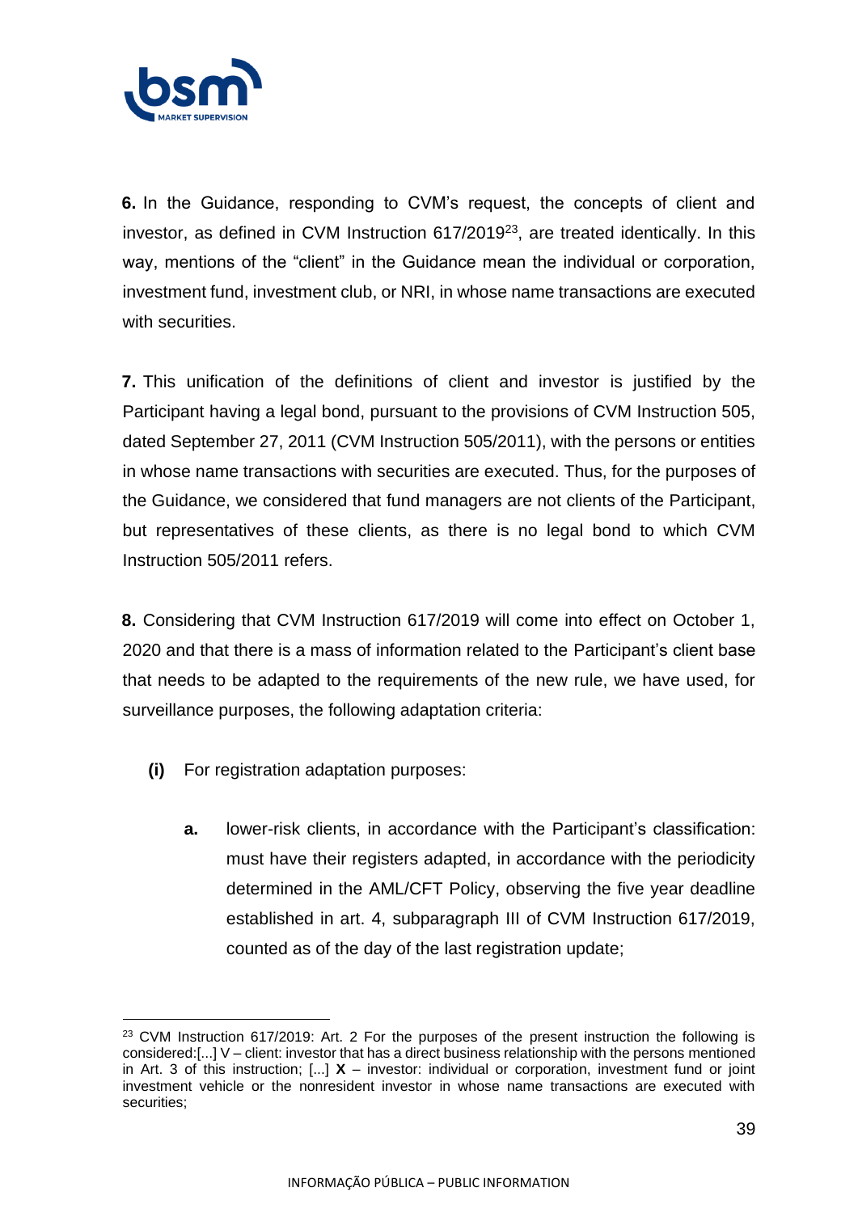**6.** In the Guidance, responding to CVM's request, the concepts of client and investor, as defined in CVM Instruction 617/2019[23], are treated identically. In this way, mentions of the "client" in the Guidance mean the individual or corporation, investment fund, investment club, or NRI, in whose name transactions are executed with securities.

**7.** This unification of the definitions of client and investor is justified by the Participant having a legal bond, pursuant to the provisions of CVM Instruction 505, dated September 27, 2011 (CVM Instruction 505/2011), with the persons or entities in whose name transactions with securities are executed. Thus, for the purposes of the Guidance, we considered that fund managers are not clients of the Participant, but representatives of these clients, as there is no legal bond to which CVM Instruction 505/2011 refers.

**8.** Considering that CVM Instruction 617/2019 will come into effect on October 1, 2020 and that there is a mass of information related to the Participant's client base that needs to be adapted to the requirements of the new rule, we have used, for surveillance purposes, the following adaptation criteria:

**(i)** For registration adaptation purposes:

**a.** lower-risk clients, in accordance with the Participant's classification: must have their registers adapted, in accordance with the periodicity determined in the AML/CFT Policy, observing the five year deadline established in art. 4, subparagraph III of CVM Instruction 617/2019, counted as of the day of the last registration update;

---

[23] CVM Instruction 617/2019: Art. 2 For the purposes of the present instruction the following is considered:[...] V – client: investor that has a direct business relationship with the persons mentioned in Art. 3 of this instruction; [...] **X** – investor: individual or corporation, investment fund or joint investment vehicle or the nonresident investor in whose name transactions are executed with securities;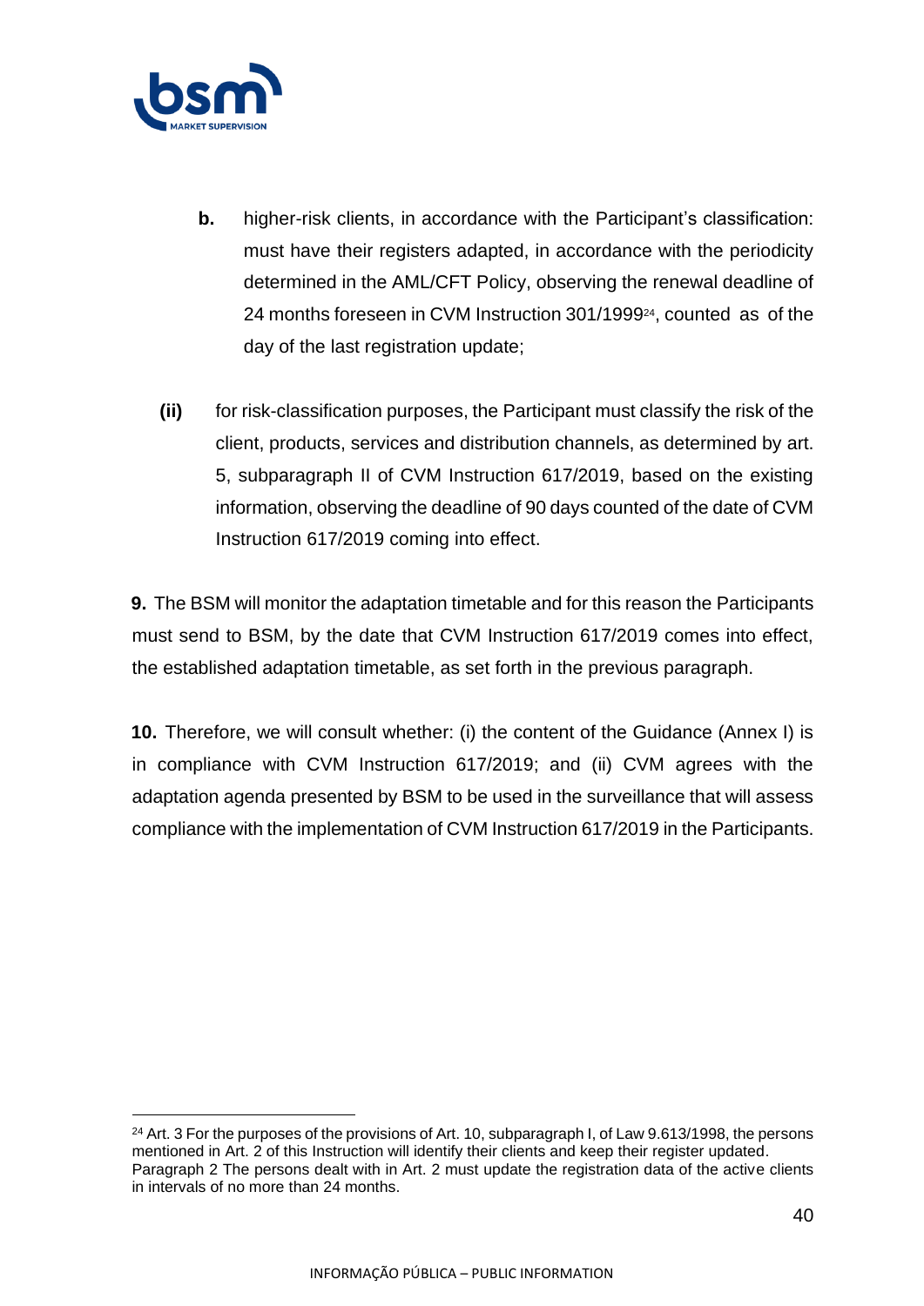b. higher-risk clients, in accordance with the Participant's classification: must have their registers adapted, in accordance with the periodicity determined in the AML/CFT Policy, observing the renewal deadline of 24 months foreseen in CVM Instruction 301/1999[24], counted as of the day of the last registration update;

(ii) for risk-classification purposes, the Participant must classify the risk of the client, products, services and distribution channels, as determined by art. 5, subparagraph II of CVM Instruction 617/2019, based on the existing information, observing the deadline of 90 days counted of the date of CVM Instruction 617/2019 coming into effect.

**9.** The BSM will monitor the adaptation timetable and for this reason the Participants must send to BSM, by the date that CVM Instruction 617/2019 comes into effect, the established adaptation timetable, as set forth in the previous paragraph.

**10.** Therefore, we will consult whether: (i) the content of the Guidance (Annex I) is in compliance with CVM Instruction 617/2019; and (ii) CVM agrees with the adaptation agenda presented by BSM to be used in the surveillance that will assess compliance with the implementation of CVM Instruction 617/2019 in the Participants.

---

[24] Art. 3 For the purposes of the provisions of Art. 10, subparagraph I, of Law 9.613/1998, the persons mentioned in Art. 2 of this Instruction will identify their clients and keep their register updated.
Paragraph 2 The persons dealt with in Art. 2 must update the registration data of the active clients in intervals of no more than 24 months.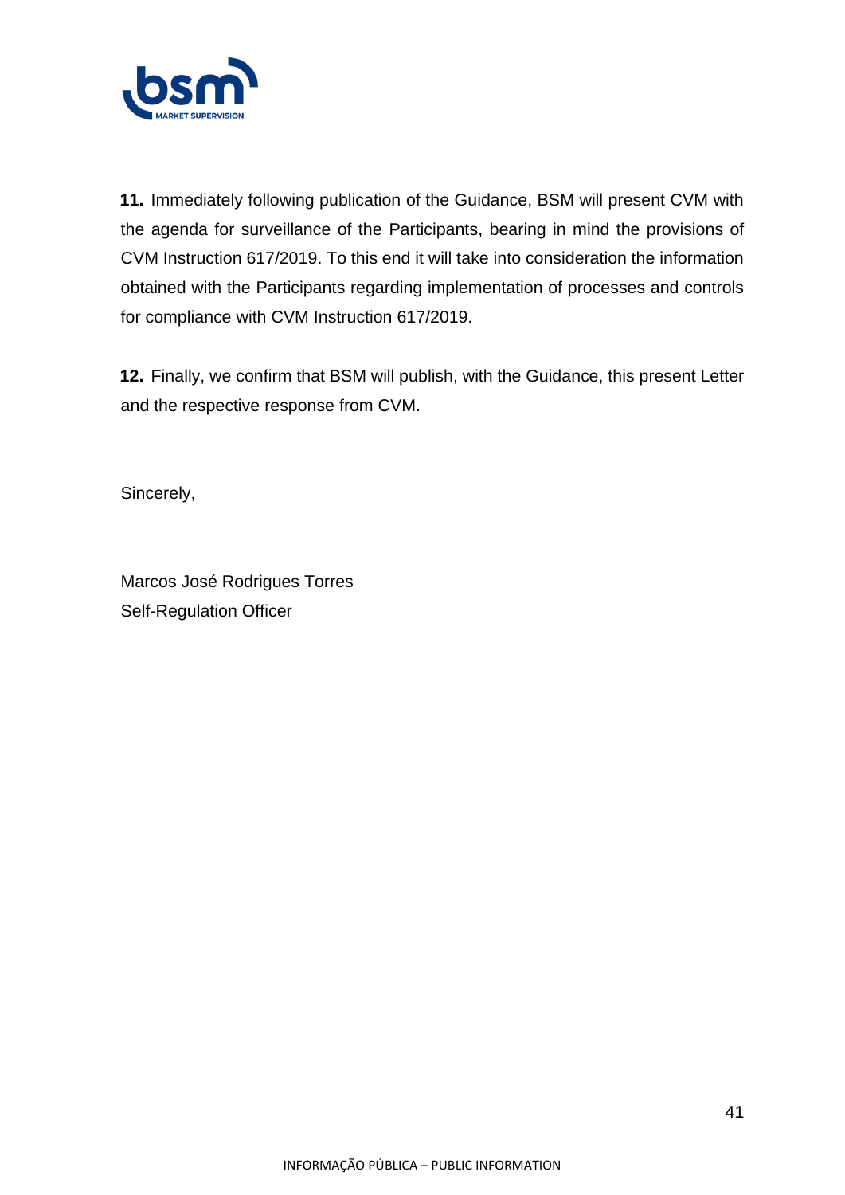**11.** Immediately following publication of the Guidance, BSM will present CVM with the agenda for surveillance of the Participants, bearing in mind the provisions of CVM Instruction 617/2019. To this end it will take into consideration the information obtained with the Participants regarding implementation of processes and controls for compliance with CVM Instruction 617/2019.

**12.** Finally, we confirm that BSM will publish, with the Guidance, this present Letter and the respective response from CVM.

Sincerely,

Marcos José Rodrigues Torres
Self-Regulation Officer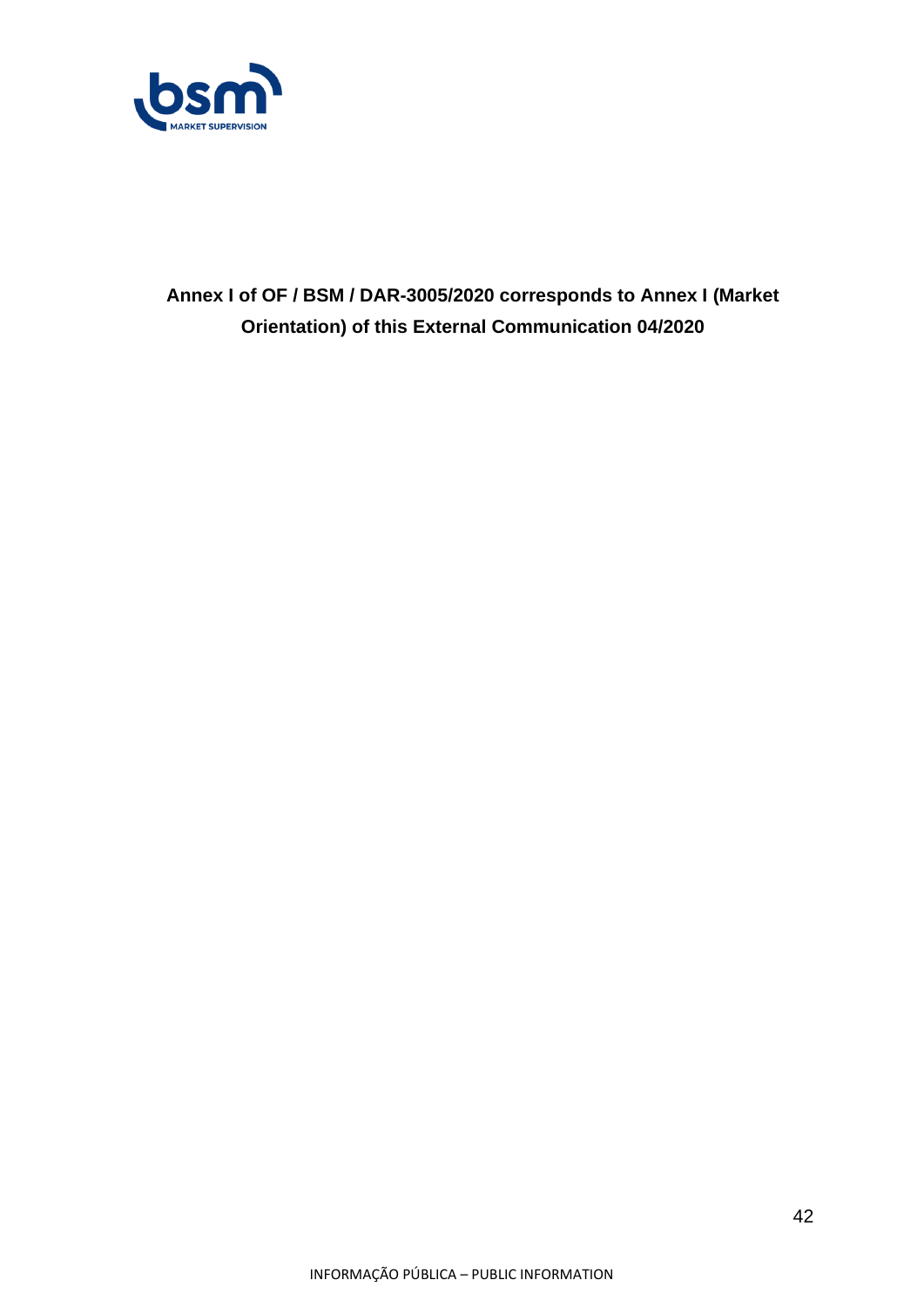**Annex I of OF / BSM / DAR-3005/2020 corresponds to Annex I (Market Orientation) of this External Communication 04/2020**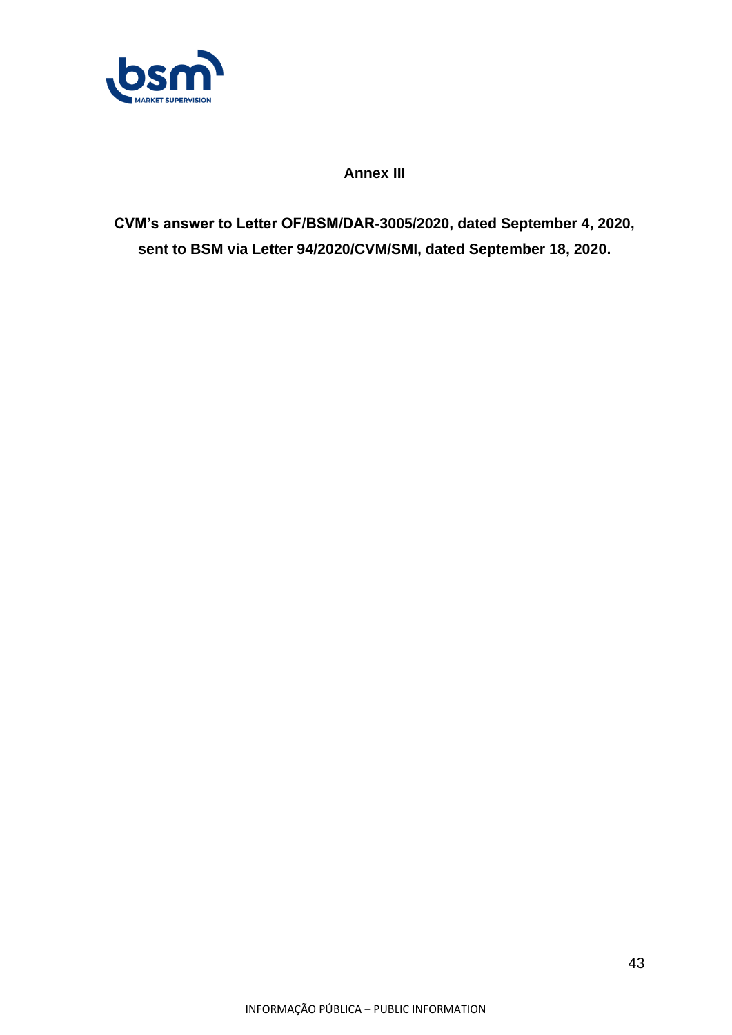# Annex III

**CVM's answer to Letter OF/BSM/DAR-3005/2020, dated September 4, 2020, sent to BSM via Letter 94/2020/CVM/SMI, dated September 18, 2020.**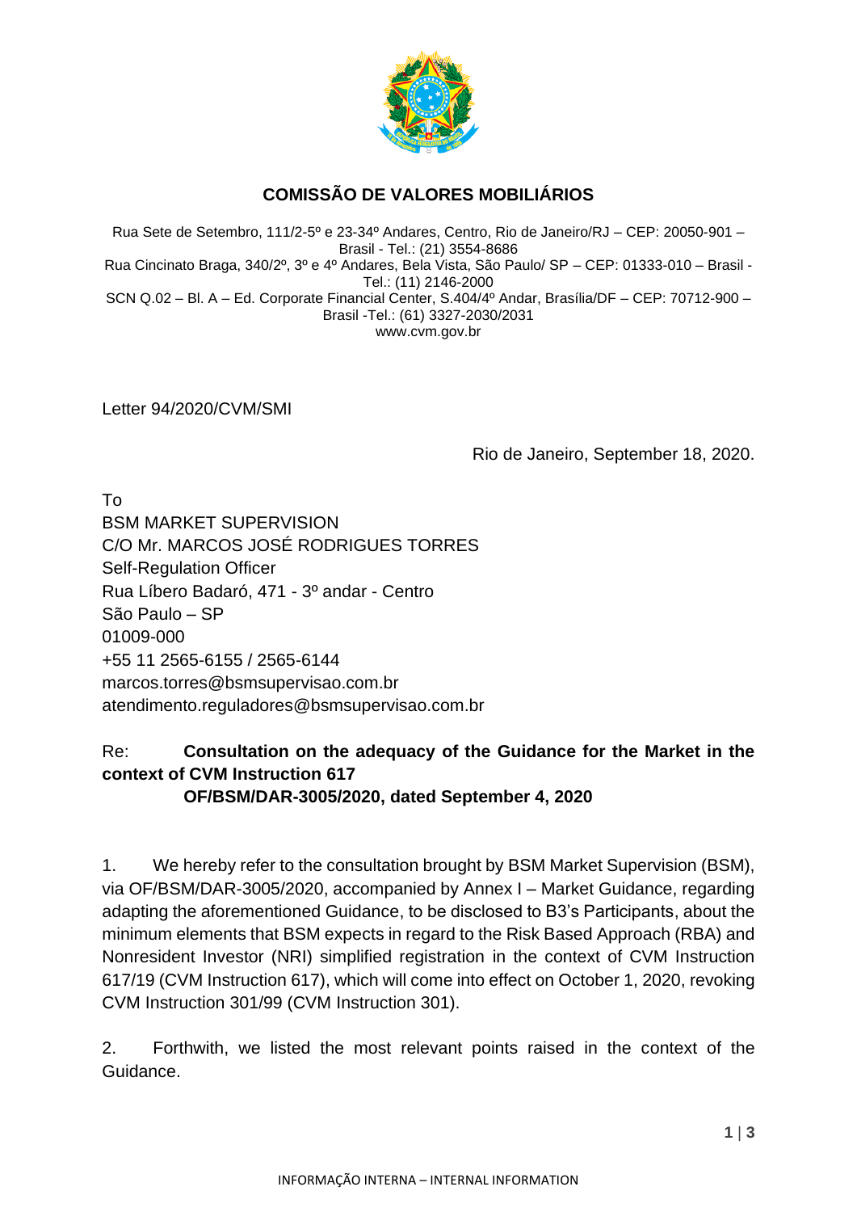# COMISSÃO DE VALORES MOBILIÁRIOS

Rua Sete de Setembro, 111/2-5º e 23-34º Andares, Centro, Rio de Janeiro/RJ – CEP: 20050-901 – Brasil - Tel.: (21) 3554-8686
Rua Cincinato Braga, 340/2º, 3º e 4º Andares, Bela Vista, São Paulo/ SP – CEP: 01333-010 – Brasil - Tel.: (11) 2146-2000
SCN Q.02 – Bl. A – Ed. Corporate Financial Center, S.404/4º Andar, Brasília/DF – CEP: 70712-900 – Brasil -Tel.: (61) 3327-2030/2031
www.cvm.gov.br

Letter 94/2020/CVM/SMI

Rio de Janeiro, September 18, 2020.

To
BSM MARKET SUPERVISION
C/O Mr. MARCOS JOSÉ RODRIGUES TORRES
Self-Regulation Officer
Rua Líbero Badaró, 471 - 3º andar - Centro
São Paulo – SP
01009-000
+55 11 2565-6155 / 2565-6144
marcos.torres@bsmsupervisao.com.br
atendimento.reguladores@bsmsupervisao.com.br

Re: **Consultation on the adequacy of the Guidance for the Market in the context of CVM Instruction 617**
**OF/BSM/DAR-3005/2020, dated September 4, 2020**

1. We hereby refer to the consultation brought by BSM Market Supervision (BSM), via OF/BSM/DAR-3005/2020, accompanied by Annex I – Market Guidance, regarding adapting the aforementioned Guidance, to be disclosed to B3's Participants, about the minimum elements that BSM expects in regard to the Risk Based Approach (RBA) and Nonresident Investor (NRI) simplified registration in the context of CVM Instruction 617/19 (CVM Instruction 617), which will come into effect on October 1, 2020, revoking CVM Instruction 301/99 (CVM Instruction 301).

2. Forthwith, we listed the most relevant points raised in the context of the Guidance.

INFORMAÇÃO INTERNA – INTERNAL INFORMATION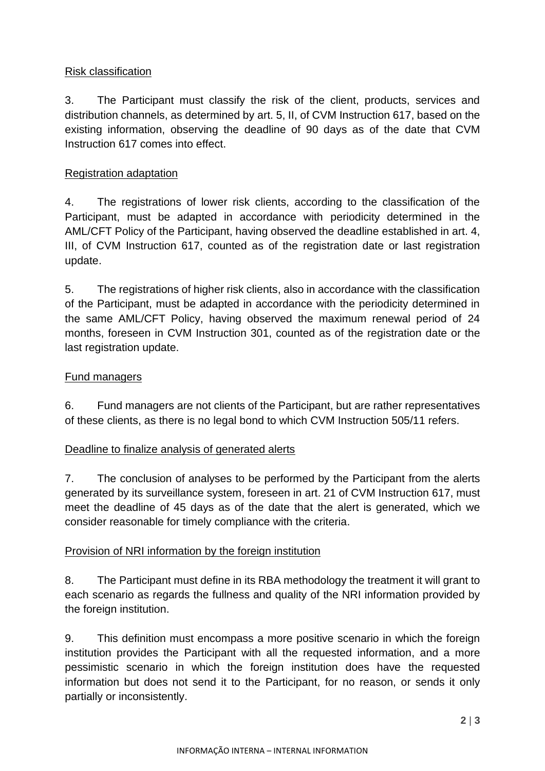Risk classification

3. The Participant must classify the risk of the client, products, services and distribution channels, as determined by art. 5, II, of CVM Instruction 617, based on the existing information, observing the deadline of 90 days as of the date that CVM Instruction 617 comes into effect.

Registration adaptation

4. The registrations of lower risk clients, according to the classification of the Participant, must be adapted in accordance with periodicity determined in the AML/CFT Policy of the Participant, having observed the deadline established in art. 4, III, of CVM Instruction 617, counted as of the registration date or last registration update.

5. The registrations of higher risk clients, also in accordance with the classification of the Participant, must be adapted in accordance with the periodicity determined in the same AML/CFT Policy, having observed the maximum renewal period of 24 months, foreseen in CVM Instruction 301, counted as of the registration date or the last registration update.

Fund managers

6. Fund managers are not clients of the Participant, but are rather representatives of these clients, as there is no legal bond to which CVM Instruction 505/11 refers.

Deadline to finalize analysis of generated alerts

7. The conclusion of analyses to be performed by the Participant from the alerts generated by its surveillance system, foreseen in art. 21 of CVM Instruction 617, must meet the deadline of 45 days as of the date that the alert is generated, which we consider reasonable for timely compliance with the criteria.

Provision of NRI information by the foreign institution

8. The Participant must define in its RBA methodology the treatment it will grant to each scenario as regards the fullness and quality of the NRI information provided by the foreign institution.

9. This definition must encompass a more positive scenario in which the foreign institution provides the Participant with all the requested information, and a more pessimistic scenario in which the foreign institution does have the requested information but does not send it to the Participant, for no reason, or sends it only partially or inconsistently.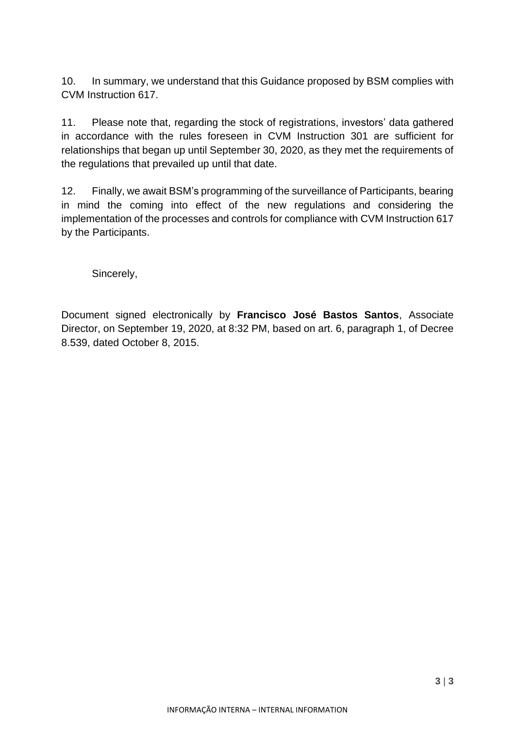10. In summary, we understand that this Guidance proposed by BSM complies with CVM Instruction 617.

11. Please note that, regarding the stock of registrations, investors' data gathered in accordance with the rules foreseen in CVM Instruction 301 are sufficient for relationships that began up until September 30, 2020, as they met the requirements of the regulations that prevailed up until that date.

12. Finally, we await BSM's programming of the surveillance of Participants, bearing in mind the coming into effect of the new regulations and considering the implementation of the processes and controls for compliance with CVM Instruction 617 by the Participants.

Sincerely,

Document signed electronically by **Francisco José Bastos Santos**, Associate Director, on September 19, 2020, at 8:32 PM, based on art. 6, paragraph 1, of Decree 8.539, dated October 8, 2015.

INFORMAÇÃO INTERNA – INTERNAL INFORMATION